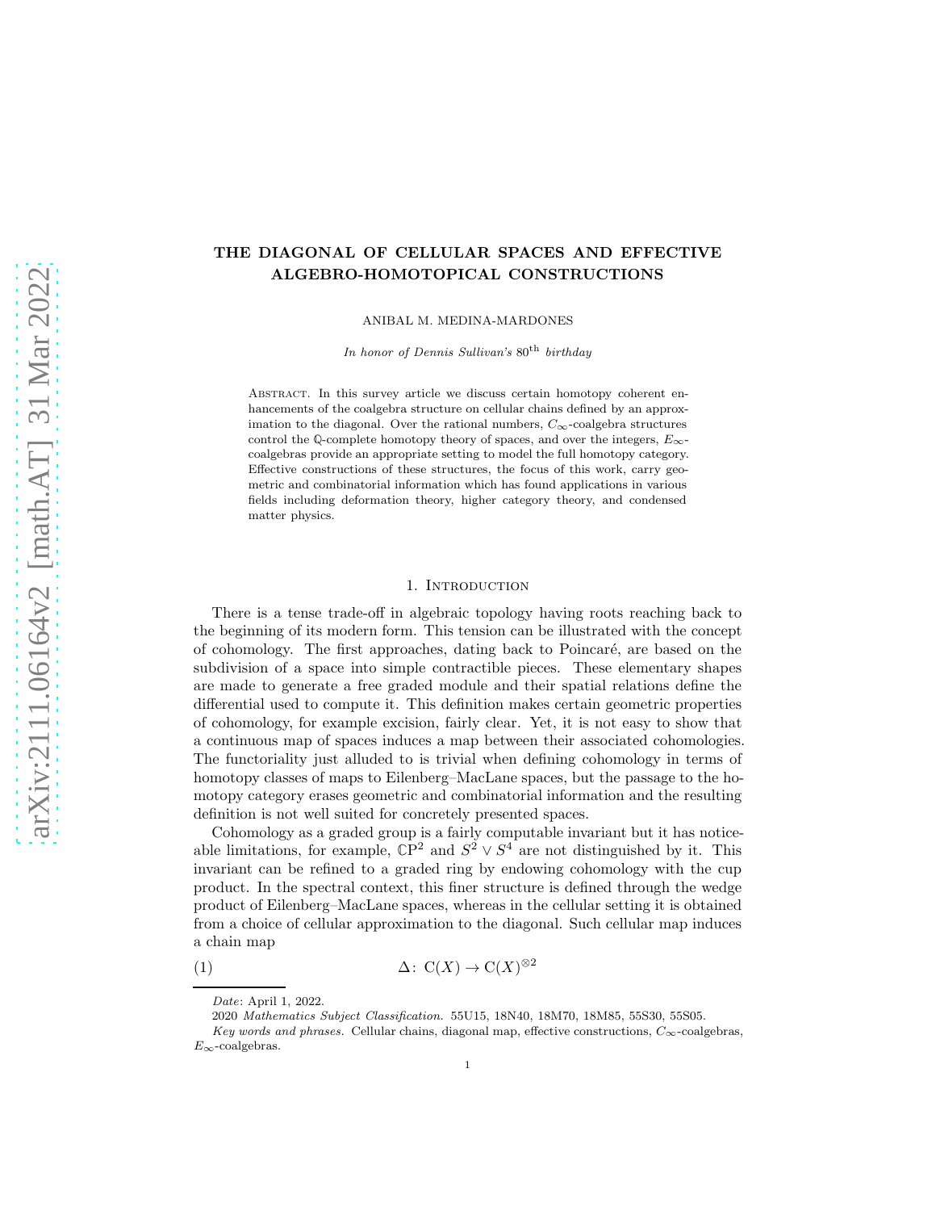# THE DIAGONAL OF CELLULAR SPACES AND EFFECTIVE ALGEBRO-HOMOTOPICAL CONSTRUCTIONS

ANIBAL M. MEDINA-MARDONES

*In honor of Dennis Sullivan's* $80^{\text{th}}$ *birthday*

Abstract. In this survey article we discuss certain homotopy coherent enhancements of the coalgebra structure on cellular chains defined by an approximation to the diagonal. Over the rational numbers, $C_\infty$-coalgebra structures control the $\mathbb{Q}$-complete homotopy theory of spaces, and over the integers, $E_\infty$-coalgebras provide an appropriate setting to model the full homotopy category. Effective constructions of these structures, the focus of this work, carry geometric and combinatorial information which has found applications in various fields including deformation theory, higher category theory, and condensed matter physics.

## 1. Introduction

There is a tense trade-off in algebraic topology having roots reaching back to the beginning of its modern form. This tension can be illustrated with the concept of cohomology. The first approaches, dating back to Poincaré, are based on the subdivision of a space into simple contractible pieces. These elementary shapes are made to generate a free graded module and their spatial relations define the differential used to compute it. This definition makes certain geometric properties of cohomology, for example excision, fairly clear. Yet, it is not easy to show that a continuous map of spaces induces a map between their associated cohomologies. The functoriality just alluded to is trivial when defining cohomology in terms of homotopy classes of maps to Eilenberg–MacLane spaces, but the passage to the homotopy category erases geometric and combinatorial information and the resulting definition is not well suited for concretely presented spaces.

Cohomology as a graded group is a fairly computable invariant but it has noticeable limitations, for example, $\mathbb{C}\mathrm{P}^2$ and $S^2 \vee S^4$ are not distinguished by it. This invariant can be refined to a graded ring by endowing cohomology with the cup product. In the spectral context, this finer structure is defined through the wedge product of Eilenberg–MacLane spaces, whereas in the cellular setting it is obtained from a choice of cellular approximation to the diagonal. Such cellular map induces a chain map

$$\Delta\colon \mathrm{C}(X) \to \mathrm{C}(X)^{\otimes 2} \tag{1}$$

*Date*: April 1, 2022.

2020 *Mathematics Subject Classification.* 55U15, 18N40, 18M70, 18M85, 55S30, 55S05.

*Key words and phrases.* Cellular chains, diagonal map, effective constructions, $C_\infty$-coalgebras, $E_\infty$-coalgebras.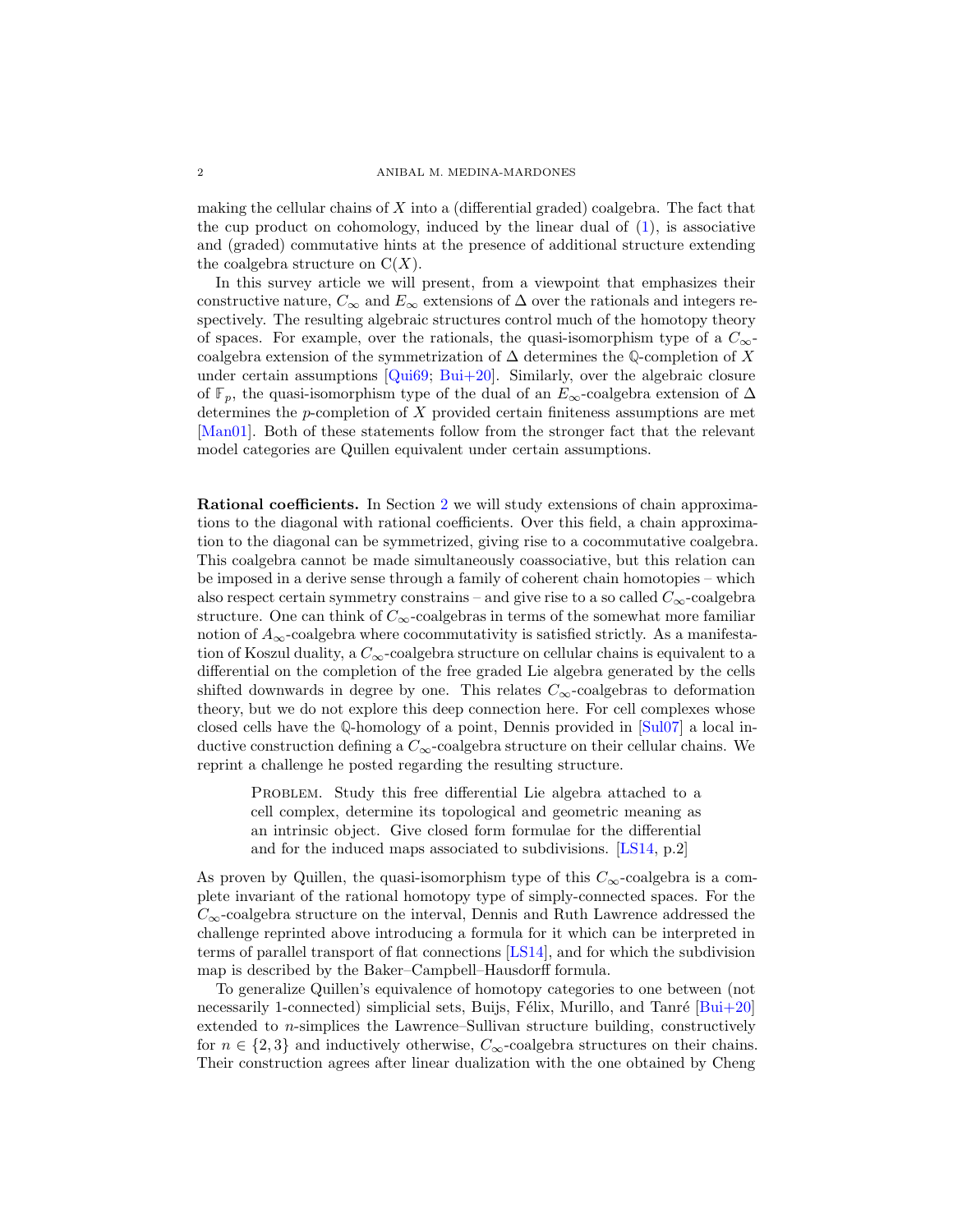making the cellular chains of $X$ into a (differential graded) coalgebra. The fact that the cup product on cohomology, induced by the linear dual of (1), is associative and (graded) commutative hints at the presence of additional structure extending the coalgebra structure on $\mathrm{C}(X)$.

In this survey article we will present, from a viewpoint that emphasizes their constructive nature, $C_\infty$ and $E_\infty$ extensions of $\Delta$ over the rationals and integers respectively. The resulting algebraic structures control much of the homotopy theory of spaces. For example, over the rationals, the quasi-isomorphism type of a $C_\infty$-coalgebra extension of the symmetrization of $\Delta$ determines the $\mathbb{Q}$-completion of $X$ under certain assumptions [Qui69; Bui+20]. Similarly, over the algebraic closure of $\mathbb{F}_p$, the quasi-isomorphism type of the dual of an $E_\infty$-coalgebra extension of $\Delta$ determines the $p$-completion of $X$ provided certain finiteness assumptions are met [Man01]. Both of these statements follow from the stronger fact that the relevant model categories are Quillen equivalent under certain assumptions.

**Rational coefficients.** In Section 2 we will study extensions of chain approximations to the diagonal with rational coefficients. Over this field, a chain approximation to the diagonal can be symmetrized, giving rise to a cocommutative coalgebra. This coalgebra cannot be made simultaneously coassociative, but this relation can be imposed in a derive sense through a family of coherent chain homotopies – which also respect certain symmetry constrains – and give rise to a so called $C_\infty$-coalgebra structure. One can think of $C_\infty$-coalgebras in terms of the somewhat more familiar notion of $A_\infty$-coalgebra where cocommutativity is satisfied strictly. As a manifestation of Koszul duality, a $C_\infty$-coalgebra structure on cellular chains is equivalent to a differential on the completion of the free graded Lie algebra generated by the cells shifted downwards in degree by one. This relates $C_\infty$-coalgebras to deformation theory, but we do not explore this deep connection here. For cell complexes whose closed cells have the $\mathbb{Q}$-homology of a point, Dennis provided in [Sul07] a local inductive construction defining a $C_\infty$-coalgebra structure on their cellular chains. We reprint a challenge he posted regarding the resulting structure.

> Problem. Study this free differential Lie algebra attached to a cell complex, determine its topological and geometric meaning as an intrinsic object. Give closed form formulae for the differential and for the induced maps associated to subdivisions. [LS14, p.2]

As proven by Quillen, the quasi-isomorphism type of this $C_\infty$-coalgebra is a complete invariant of the rational homotopy type of simply-connected spaces. For the $C_\infty$-coalgebra structure on the interval, Dennis and Ruth Lawrence addressed the challenge reprinted above introducing a formula for it which can be interpreted in terms of parallel transport of flat connections [LS14], and for which the subdivision map is described by the Baker–Campbell–Hausdorff formula.

To generalize Quillen's equivalence of homotopy categories to one between (not necessarily 1-connected) simplicial sets, Buijs, Félix, Murillo, and Tanré [Bui+20] extended to $n$-simplices the Lawrence–Sullivan structure building, constructively for $n \in \{2, 3\}$ and inductively otherwise, $C_\infty$-coalgebra structures on their chains. Their construction agrees after linear dualization with the one obtained by Cheng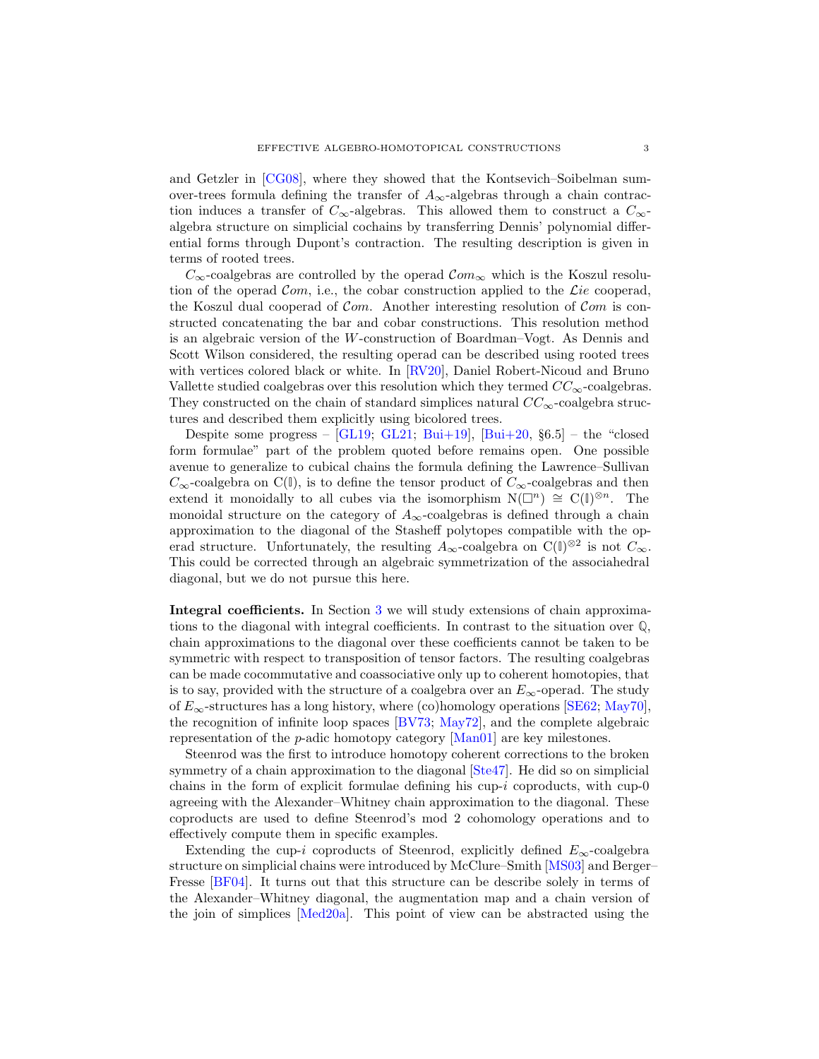and Getzler in [CG08], where they showed that the Kontsevich–Soibelman sum-over-trees formula defining the transfer of $A_\infty$-algebras through a chain contraction induces a transfer of $C_\infty$-algebras. This allowed them to construct a $C_\infty$-algebra structure on simplicial cochains by transferring Dennis' polynomial differential forms through Dupont's contraction. The resulting description is given in terms of rooted trees.

$C_\infty$-coalgebras are controlled by the operad $\mathcal{C}om_\infty$ which is the Koszul resolution of the operad $\mathcal{C}om$, i.e., the cobar construction applied to the $\mathcal{L}ie$ cooperad, the Koszul dual cooperad of $\mathcal{C}om$. Another interesting resolution of $\mathcal{C}om$ is constructed concatenating the bar and cobar constructions. This resolution method is an algebraic version of the $W$-construction of Boardman–Vogt. As Dennis and Scott Wilson considered, the resulting operad can be described using rooted trees with vertices colored black or white. In [RV20], Daniel Robert-Nicoud and Bruno Vallette studied coalgebras over this resolution which they termed $CC_\infty$-coalgebras. They constructed on the chain of standard simplices natural $CC_\infty$-coalgebra structures and described them explicitly using bicolored trees.

Despite some progress – [GL19; GL21; Bui+19], [Bui+20, §6.5] – the "closed form formulae" part of the problem quoted before remains open. One possible avenue to generalize to cubical chains the formula defining the Lawrence–Sullivan $C_\infty$-coalgebra on $\mathrm{C}(\mathbb{I})$, is to define the tensor product of $C_\infty$-coalgebras and then extend it monoidally to all cubes via the isomorphism $\mathrm{N}(\square^n) \cong \mathrm{C}(\mathbb{I})^{\otimes n}$. The monoidal structure on the category of $A_\infty$-coalgebras is defined through a chain approximation to the diagonal of the Stasheff polytopes compatible with the operad structure. Unfortunately, the resulting $A_\infty$-coalgebra on $\mathrm{C}(\mathbb{I})^{\otimes 2}$ is not $C_\infty$. This could be corrected through an algebraic symmetrization of the associahedral diagonal, but we do not pursue this here.

**Integral coefficients.** In Section 3 we will study extensions of chain approximations to the diagonal with integral coefficients. In contrast to the situation over $\mathbb{Q}$, chain approximations to the diagonal over these coefficients cannot be taken to be symmetric with respect to transposition of tensor factors. The resulting coalgebras can be made cocommutative and coassociative only up to coherent homotopies, that is to say, provided with the structure of a coalgebra over an $E_\infty$-operad. The study of $E_\infty$-structures has a long history, where (co)homology operations [SE62; May70], the recognition of infinite loop spaces [BV73; May72], and the complete algebraic representation of the $p$-adic homotopy category [Man01] are key milestones.

Steenrod was the first to introduce homotopy coherent corrections to the broken symmetry of a chain approximation to the diagonal [Ste47]. He did so on simplicial chains in the form of explicit formulae defining his cup-$i$ coproducts, with cup-0 agreeing with the Alexander–Whitney chain approximation to the diagonal. These coproducts are used to define Steenrod's mod 2 cohomology operations and to effectively compute them in specific examples.

Extending the cup-$i$ coproducts of Steenrod, explicitly defined $E_\infty$-coalgebra structure on simplicial chains were introduced by McClure–Smith [MS03] and Berger–Fresse [BF04]. It turns out that this structure can be describe solely in terms of the Alexander–Whitney diagonal, the augmentation map and a chain version of the join of simplices [Med20a]. This point of view can be abstracted using the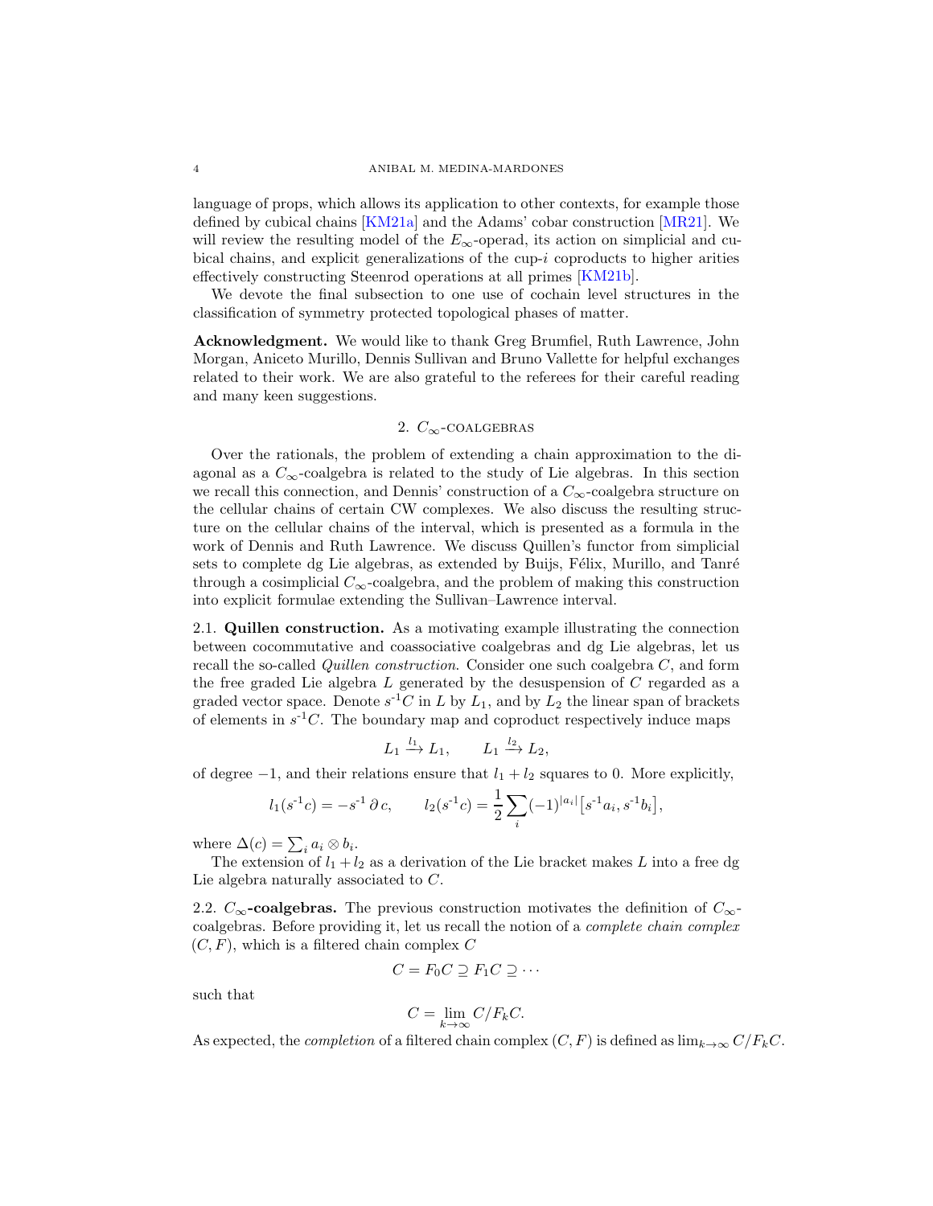language of props, which allows its application to other contexts, for example those defined by cubical chains [KM21a] and the Adams' cobar construction [MR21]. We will review the resulting model of the $E_\infty$-operad, its action on simplicial and cubical chains, and explicit generalizations of the cup-$i$ coproducts to higher arities effectively constructing Steenrod operations at all primes [KM21b].

We devote the final subsection to one use of cochain level structures in the classification of symmetry protected topological phases of matter.

**Acknowledgment.** We would like to thank Greg Brumfiel, Ruth Lawrence, John Morgan, Aniceto Murillo, Dennis Sullivan and Bruno Vallette for helpful exchanges related to their work. We are also grateful to the referees for their careful reading and many keen suggestions.

## 2. $C_\infty$-coalgebras

Over the rationals, the problem of extending a chain approximation to the diagonal as a $C_\infty$-coalgebra is related to the study of Lie algebras. In this section we recall this connection, and Dennis' construction of a $C_\infty$-coalgebra structure on the cellular chains of certain CW complexes. We also discuss the resulting structure on the cellular chains of the interval, which is presented as a formula in the work of Dennis and Ruth Lawrence. We discuss Quillen's functor from simplicial sets to complete dg Lie algebras, as extended by Buijs, Félix, Murillo, and Tanré through a cosimplicial $C_\infty$-coalgebra, and the problem of making this construction into explicit formulae extending the Sullivan–Lawrence interval.

### 2.1. Quillen construction.

As a motivating example illustrating the connection between cocommutative and coassociative coalgebras and dg Lie algebras, let us recall the so-called *Quillen construction*. Consider one such coalgebra $C$, and form the free graded Lie algebra $L$ generated by the desuspension of $C$ regarded as a graded vector space. Denote $s^{-1}C$ in $L$ by $L_1$, and by $L_2$ the linear span of brackets of elements in $s^{-1}C$. The boundary map and coproduct respectively induce maps

$$L_1 \xrightarrow{l_1} L_1, \qquad L_1 \xrightarrow{l_2} L_2,$$

of degree $-1$, and their relations ensure that $l_1 + l_2$ squares to 0. More explicitly,

$$l_1(s^{-1}c) = -s^{-1}\,\partial\, c, \qquad l_2(s^{-1}c) = \frac{1}{2}\sum_i (-1)^{|a_i|}\big[s^{-1}a_i, s^{-1}b_i\big],$$

where $\Delta(c) = \sum_i a_i \otimes b_i$.

The extension of $l_1 + l_2$ as a derivation of the Lie bracket makes $L$ into a free dg Lie algebra naturally associated to $C$.

### 2.2. $C_\infty$-coalgebras.

The previous construction motivates the definition of $C_\infty$-coalgebras. Before providing it, let us recall the notion of a *complete chain complex* $(C, F)$, which is a filtered chain complex $C$

$$C = F_0C \supseteq F_1C \supseteq \cdots$$

such that

$$C = \lim_{k\to\infty} C/F_kC.$$

As expected, the *completion* of a filtered chain complex $(C, F)$ is defined as $\lim_{k\to\infty} C/F_kC$.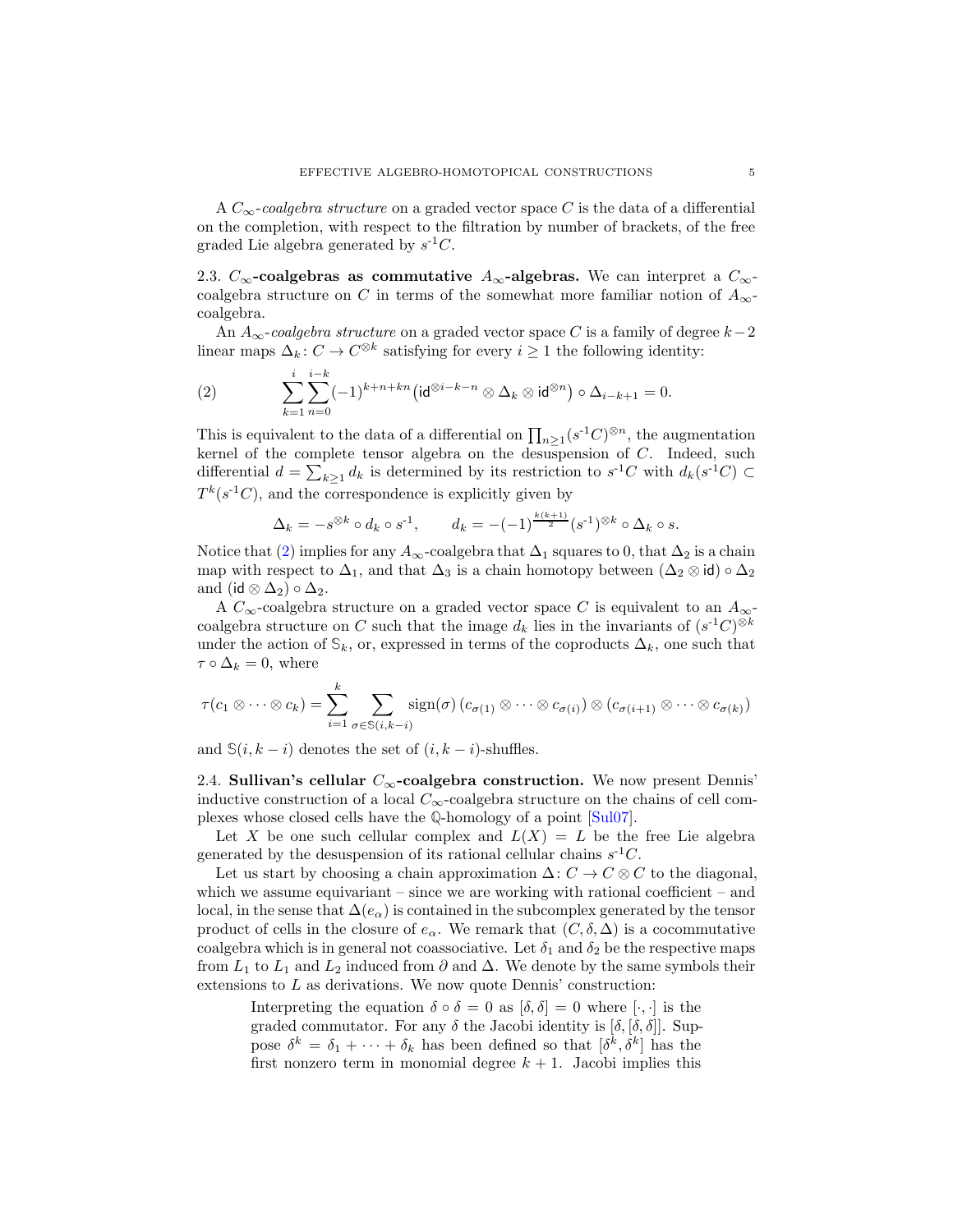A $C_\infty$-*coalgebra structure* on a graded vector space $C$ is the data of a differential on the completion, with respect to the filtration by number of brackets, of the free graded Lie algebra generated by $s^{-1}C$.

### 2.3. $C_\infty$-coalgebras as commutative $A_\infty$-algebras.

We can interpret a $C_\infty$-coalgebra structure on $C$ in terms of the somewhat more familiar notion of $A_\infty$-coalgebra.

An $A_\infty$-*coalgebra structure* on a graded vector space $C$ is a family of degree $k-2$ linear maps $\Delta_k \colon C \to C^{\otimes k}$ satisfying for every $i \geq 1$ the following identity:

$$\sum_{k=1}^{i} \sum_{n=0}^{i-k} (-1)^{k+n+kn} \big(\mathsf{id}^{\otimes i-k-n} \otimes \Delta_k \otimes \mathsf{id}^{\otimes n}\big) \circ \Delta_{i-k+1} = 0. \tag{2}$$

This is equivalent to the data of a differential on $\prod_{n\geq 1}(s^{-1}C)^{\otimes n}$, the augmentation kernel of the complete tensor algebra on the desuspension of $C$. Indeed, such differential $d = \sum_{k\geq 1} d_k$ is determined by its restriction to $s^{-1}C$ with $d_k(s^{-1}C) \subset T^k(s^{-1}C)$, and the correspondence is explicitly given by

$$\Delta_k = -s^{\otimes k} \circ d_k \circ s^{-1}, \qquad d_k = -(-1)^{\frac{k(k+1)}{2}} (s^{-1})^{\otimes k} \circ \Delta_k \circ s.$$

Notice that (2) implies for any $A_\infty$-coalgebra that $\Delta_1$ squares to 0, that $\Delta_2$ is a chain map with respect to $\Delta_1$, and that $\Delta_3$ is a chain homotopy between $(\Delta_2 \otimes \mathsf{id}) \circ \Delta_2$ and $(\mathsf{id} \otimes \Delta_2) \circ \Delta_2$.

A $C_\infty$-coalgebra structure on a graded vector space $C$ is equivalent to an $A_\infty$-coalgebra structure on $C$ such that the image $d_k$ lies in the invariants of $(s^{-1}C)^{\otimes k}$ under the action of $\mathbb{S}_k$, or, expressed in terms of the coproducts $\Delta_k$, one such that $\tau \circ \Delta_k = 0$, where

$$\tau(c_1 \otimes \cdots \otimes c_k) = \sum_{i=1}^{k} \sum_{\sigma \in \mathbb{S}(i,k-i)} \operatorname{sign}(\sigma)\, (c_{\sigma(1)} \otimes \cdots \otimes c_{\sigma(i)}) \otimes (c_{\sigma(i+1)} \otimes \cdots \otimes c_{\sigma(k)})$$

and $\mathbb{S}(i, k-i)$ denotes the set of $(i, k-i)$-shuffles.

### 2.4. Sullivan's cellular $C_\infty$-coalgebra construction.

We now present Dennis' inductive construction of a local $C_\infty$-coalgebra structure on the chains of cell complexes whose closed cells have the $\mathbb{Q}$-homology of a point [Sul07].

Let $X$ be one such cellular complex and $L(X) = L$ be the free Lie algebra generated by the desuspension of its rational cellular chains $s^{-1}C$.

Let us start by choosing a chain approximation $\Delta \colon C \to C \otimes C$ to the diagonal, which we assume equivariant – since we are working with rational coefficient – and local, in the sense that $\Delta(e_\alpha)$ is contained in the subcomplex generated by the tensor product of cells in the closure of $e_\alpha$. We remark that $(C, \delta, \Delta)$ is a cocommutative coalgebra which is in general not coassociative. Let $\delta_1$ and $\delta_2$ be the respective maps from $L_1$ to $L_1$ and $L_2$ induced from $\partial$ and $\Delta$. We denote by the same symbols their extensions to $L$ as derivations. We now quote Dennis' construction:

> Interpreting the equation $\delta \circ \delta = 0$ as $[\delta, \delta] = 0$ where $[\cdot, \cdot]$ is the graded commutator. For any $\delta$ the Jacobi identity is $[\delta, [\delta, \delta]]$. Suppose $\delta^k = \delta_1 + \cdots + \delta_k$ has been defined so that $[\delta^k, \delta^k]$ has the first nonzero term in monomial degree $k+1$. Jacobi implies this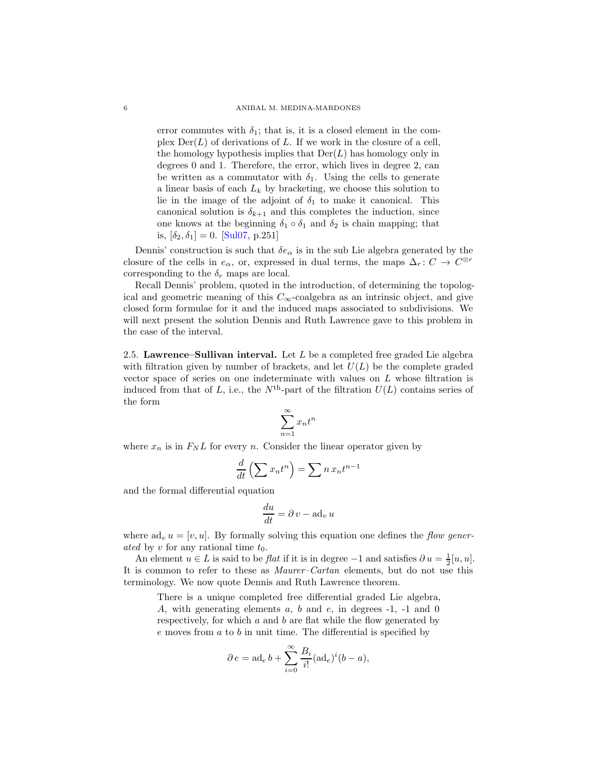> error commutes with $\delta_1$; that is, it is a closed element in the complex $\mathrm{Der}(L)$ of derivations of $L$. If we work in the closure of a cell, the homology hypothesis implies that $\mathrm{Der}(L)$ has homology only in degrees 0 and 1. Therefore, the error, which lives in degree 2, can be written as a commutator with $\delta_1$. Using the cells to generate a linear basis of each $L_k$ by bracketing, we choose this solution to lie in the image of the adjoint of $\delta_1$ to make it canonical. This canonical solution is $\delta_{k+1}$ and this completes the induction, since one knows at the beginning $\delta_1 \circ \delta_1$ and $\delta_2$ is chain mapping; that is, $[\delta_2, \delta_1] = 0$. [Sul07, p.251]

Dennis' construction is such that $\delta e_\alpha$ is in the sub Lie algebra generated by the closure of the cells in $e_\alpha$, or, expressed in dual terms, the maps $\Delta_r \colon C \to C^{\otimes r}$ corresponding to the $\delta_r$ maps are local.

Recall Dennis' problem, quoted in the introduction, of determining the topological and geometric meaning of this $C_\infty$-coalgebra as an intrinsic object, and give closed form formulae for it and the induced maps associated to subdivisions. We will next present the solution Dennis and Ruth Lawrence gave to this problem in the case of the interval.

**2.5. Lawrence–Sullivan interval.** Let $L$ be a completed free graded Lie algebra with filtration given by number of brackets, and let $U(L)$ be the complete graded vector space of series on one indeterminate with values on $L$ whose filtration is induced from that of $L$, i.e., the $N^{\text{th}}$-part of the filtration $U(L)$ contains series of the form

$$\sum_{n=1}^{\infty} x_n t^n$$

where $x_n$ is in $F_N L$ for every $n$. Consider the linear operator given by

$$\frac{d}{dt}\left(\sum x_n t^n\right) = \sum n\, x_n t^{n-1}$$

and the formal differential equation

$$\frac{du}{dt} = \partial\, v - \mathrm{ad}_v\, u$$

where $\mathrm{ad}_v\, u = [v, u]$. By formally solving this equation one defines the *flow generated* by $v$ for any rational time $t_0$.

An element $u \in L$ is said to be *flat* if it is in degree $-1$ and satisfies $\partial\, u = \frac{1}{2}[u, u]$. It is common to refer to these as *Maurer–Cartan* elements, but do not use this terminology. We now quote Dennis and Ruth Lawrence theorem.

> There is a unique completed free differential graded Lie algebra, $A$, with generating elements $a$, $b$ and $e$, in degrees -1, -1 and 0 respectively, for which $a$ and $b$ are flat while the flow generated by $e$ moves from $a$ to $b$ in unit time. The differential is specified by
>
> $$\partial\, e = \mathrm{ad}_e\, b + \sum_{i=0}^{\infty} \frac{B_i}{i!} (\mathrm{ad}_e)^i (b - a),$$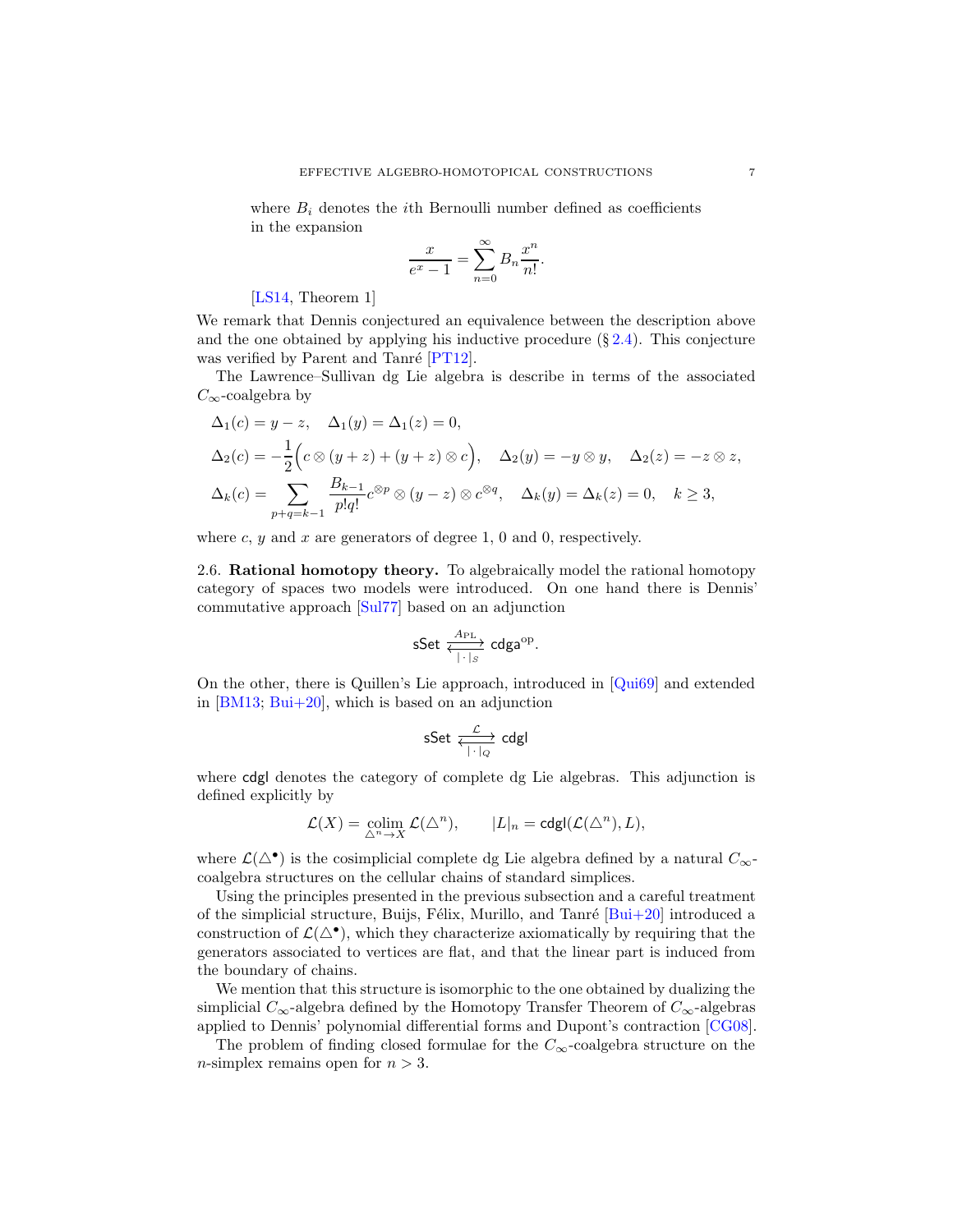where $B_i$ denotes the $i$th Bernoulli number defined as coefficients in the expansion

$$\frac{x}{e^x - 1} = \sum_{n=0}^{\infty} B_n \frac{x^n}{n!}.$$

[LS14, Theorem 1]

We remark that Dennis conjectured an equivalence between the description above and the one obtained by applying his inductive procedure (§ 2.4). This conjecture was verified by Parent and Tanré [PT12].

The Lawrence–Sullivan dg Lie algebra is describe in terms of the associated $C_\infty$-coalgebra by

$$\begin{aligned}
&\Delta_1(c) = y - z, \quad \Delta_1(y) = \Delta_1(z) = 0, \\
&\Delta_2(c) = -\frac{1}{2}\Big(c \otimes (y+z) + (y+z) \otimes c\Big), \quad \Delta_2(y) = -y \otimes y, \quad \Delta_2(z) = -z \otimes z, \\
&\Delta_k(c) = \sum_{p+q=k-1} \frac{B_{k-1}}{p!q!} c^{\otimes p} \otimes (y-z) \otimes c^{\otimes q}, \quad \Delta_k(y) = \Delta_k(z) = 0, \quad k \geq 3,
\end{aligned}$$

where $c$, $y$ and $x$ are generators of degree 1, 0 and 0, respectively.

**2.6. Rational homotopy theory.** To algebraically model the rational homotopy category of spaces two models were introduced. On one hand there is Dennis' commutative approach [Sul77] based on an adjunction

$$\mathsf{sSet} \underset{|\cdot|_S}{\overset{A_{\mathrm{PL}}}{\rightleftarrows}} \mathsf{cdga}^{\mathrm{op}}.$$

On the other, there is Quillen's Lie approach, introduced in [Qui69] and extended in [BM13; Bui+20], which is based on an adjunction

$$\mathsf{sSet} \underset{|\cdot|_Q}{\overset{\mathcal{L}}{\rightleftarrows}} \mathsf{cdgl}$$

where $\mathsf{cdgl}$ denotes the category of complete dg Lie algebras. This adjunction is defined explicitly by

$$\mathcal{L}(X) = \operatorname*{colim}_{\triangle^n \to X} \mathcal{L}(\triangle^n), \qquad |L|_n = \mathsf{cdgl}(\mathcal{L}(\triangle^n), L),$$

where $\mathcal{L}(\triangle^\bullet)$ is the cosimplicial complete dg Lie algebra defined by a natural $C_\infty$-coalgebra structures on the cellular chains of standard simplices.

Using the principles presented in the previous subsection and a careful treatment of the simplicial structure, Buijs, Félix, Murillo, and Tanré [Bui+20] introduced a construction of $\mathcal{L}(\triangle^\bullet)$, which they characterize axiomatically by requiring that the generators associated to vertices are flat, and that the linear part is induced from the boundary of chains.

We mention that this structure is isomorphic to the one obtained by dualizing the simplicial $C_\infty$-algebra defined by the Homotopy Transfer Theorem of $C_\infty$-algebras applied to Dennis' polynomial differential forms and Dupont's contraction [CG08].

The problem of finding closed formulae for the $C_\infty$-coalgebra structure on the $n$-simplex remains open for $n > 3$.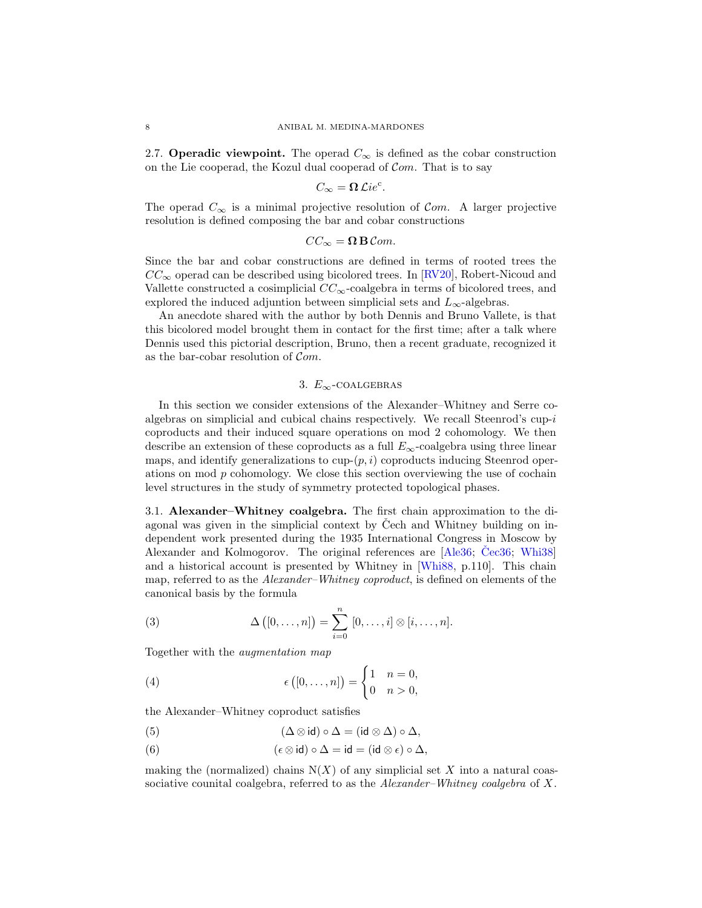2.7. **Operadic viewpoint.** The operad $C_\infty$ is defined as the cobar construction on the Lie cooperad, the Kozul dual cooperad of $\mathcal{C}om$. That is to say

$$C_\infty = \mathbf{\Omega}\, \mathcal{L}ie^{c}.$$

The operad $C_\infty$ is a minimal projective resolution of $\mathcal{C}om$. A larger projective resolution is defined composing the bar and cobar constructions

$$CC_\infty = \mathbf{\Omega}\, \mathbf{B}\, \mathcal{C}om.$$

Since the bar and cobar constructions are defined in terms of rooted trees the $CC_\infty$ operad can be described using bicolored trees. In [RV20], Robert-Nicoud and Vallette constructed a cosimplicial $CC_\infty$-coalgebra in terms of bicolored trees, and explored the induced adjuntion between simplicial sets and $L_\infty$-algebras.

An anecdote shared with the author by both Dennis and Bruno Vallete, is that this bicolored model brought them in contact for the first time; after a talk where Dennis used this pictorial description, Bruno, then a recent graduate, recognized it as the bar-cobar resolution of $\mathcal{C}om$.

## 3. $E_\infty$-coalgebras

In this section we consider extensions of the Alexander–Whitney and Serre coalgebras on simplicial and cubical chains respectively. We recall Steenrod's cup-$i$ coproducts and their induced square operations on mod 2 cohomology. We then describe an extension of these coproducts as a full $E_\infty$-coalgebra using three linear maps, and identify generalizations to cup-$(p, i)$ coproducts inducing Steenrod operations on mod $p$ cohomology. We close this section overviewing the use of cochain level structures in the study of symmetry protected topological phases.

3.1. **Alexander–Whitney coalgebra.** The first chain approximation to the diagonal was given in the simplicial context by Čech and Whitney building on independent work presented during the 1935 International Congress in Moscow by Alexander and Kolmogorov. The original references are [Ale36; Čec36; Whi38] and a historical account is presented by Whitney in [Whi88, p.110]. This chain map, referred to as the *Alexander–Whitney coproduct*, is defined on elements of the canonical basis by the formula

$$\Delta\big([0,\dots,n]\big) = \sum_{i=0}^{n} \, [0,\dots,i] \otimes [i,\dots,n]. \tag{3}$$

Together with the *augmentation map*

$$\epsilon\big([0,\dots,n]\big) = \begin{cases} 1 & n = 0, \\ 0 & n > 0, \end{cases} \tag{4}$$

the Alexander–Whitney coproduct satisfies

$$(\Delta \otimes \mathsf{id}) \circ \Delta = (\mathsf{id} \otimes \Delta) \circ \Delta, \tag{5}$$

$$(\epsilon \otimes \mathsf{id}) \circ \Delta = \mathsf{id} = (\mathsf{id} \otimes \epsilon) \circ \Delta, \tag{6}$$

making the (normalized) chains $\mathrm{N}(X)$ of any simplicial set $X$ into a natural coassociative counital coalgebra, referred to as the *Alexander–Whitney coalgebra* of $X$.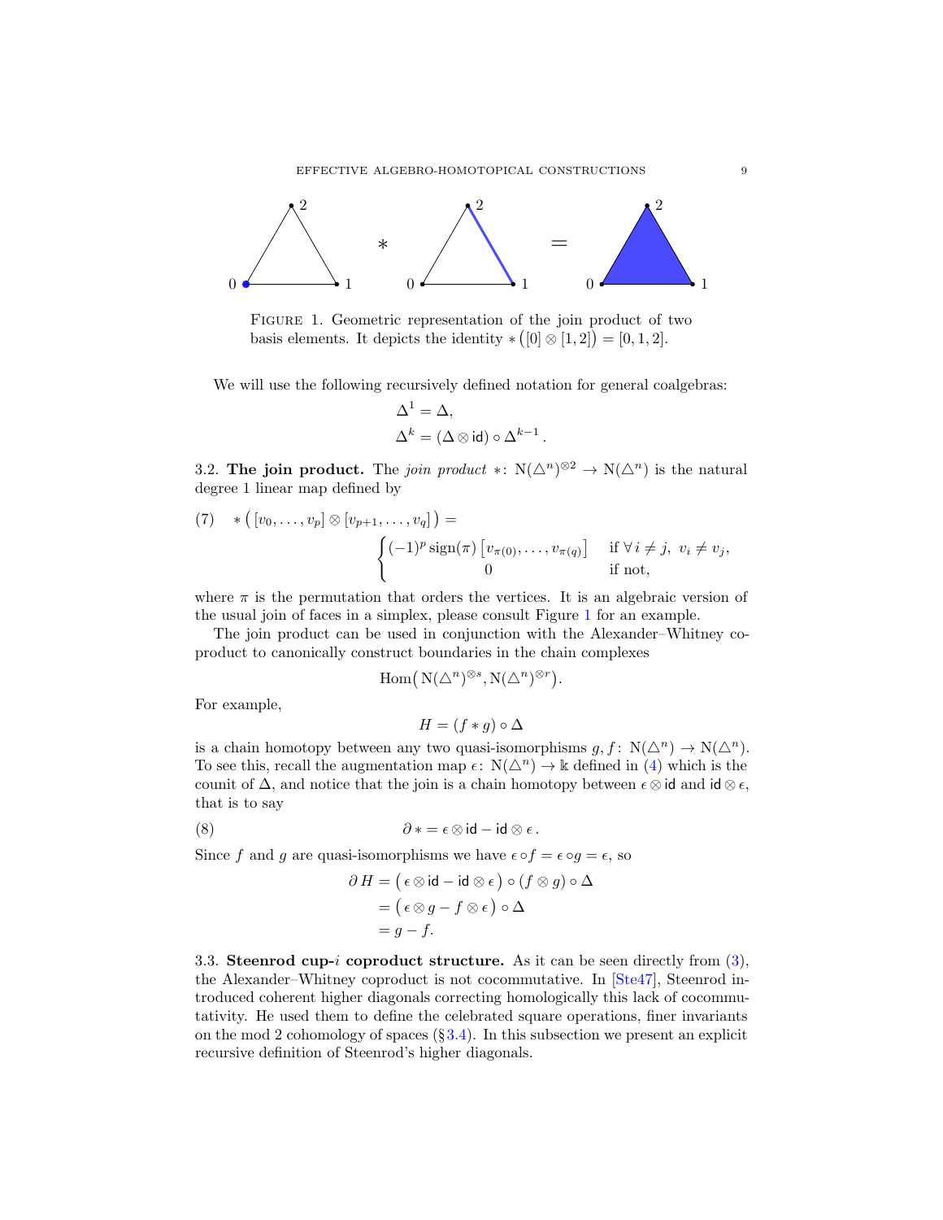FIGURE 1. Geometric representation of the join product of two basis elements. It depicts the identity $*\big([0] \otimes [1,2]\big) = [0,1,2]$.

We will use the following recursively defined notation for general coalgebras:

$$\Delta^1 = \Delta,$$
$$\Delta^k = (\Delta \otimes \mathsf{id}) \circ \Delta^{k-1}.$$

**3.2. The join product.** The *join product* $*\colon \mathrm{N}(\triangle^n)^{\otimes 2} \to \mathrm{N}(\triangle^n)$ is the natural degree 1 linear map defined by

$$(7) \quad *\big( [v_0, \dots, v_p] \otimes [v_{p+1}, \dots, v_q] \big) = \begin{cases} (-1)^p \operatorname{sign}(\pi) \left[ v_{\pi(0)}, \dots, v_{\pi(q)} \right] & \text{if } \forall\, i \neq j,\ v_i \neq v_j, \\ 0 & \text{if not,} \end{cases}$$

where $\pi$ is the permutation that orders the vertices. It is an algebraic version of the usual join of faces in a simplex, please consult Figure 1 for an example.

The join product can be used in conjunction with the Alexander–Whitney coproduct to canonically construct boundaries in the chain complexes

$$\operatorname{Hom}\big( \mathrm{N}(\triangle^n)^{\otimes s}, \mathrm{N}(\triangle^n)^{\otimes r} \big).$$

For example,

$$H = (f * g) \circ \Delta$$

is a chain homotopy between any two quasi-isomorphisms $g, f\colon \mathrm{N}(\triangle^n) \to \mathrm{N}(\triangle^n)$. To see this, recall the augmentation map $\epsilon\colon \mathrm{N}(\triangle^n) \to \Bbbk$ defined in (4) which is the counit of $\Delta$, and notice that the join is a chain homotopy between $\epsilon \otimes \mathsf{id}$ and $\mathsf{id} \otimes \epsilon$, that is to say

$$(8) \qquad \partial\, * = \epsilon \otimes \mathsf{id} - \mathsf{id} \otimes \epsilon\,.$$

Since $f$ and $g$ are quasi-isomorphisms we have $\epsilon \circ f = \epsilon \circ g = \epsilon$, so

$$\begin{aligned} \partial\, H &= \big(\, \epsilon \otimes \mathsf{id} - \mathsf{id} \otimes \epsilon \,\big) \circ (f \otimes g) \circ \Delta \\ &= \big(\, \epsilon \otimes g - f \otimes \epsilon \,\big) \circ \Delta \\ &= g - f. \end{aligned}$$

**3.3. Steenrod cup-$i$ coproduct structure.** As it can be seen directly from (3), the Alexander–Whitney coproduct is not cocommutative. In [Ste47], Steenrod introduced coherent higher diagonals correcting homologically this lack of cocommutativity. He used them to define the celebrated square operations, finer invariants on the mod 2 cohomology of spaces (§3.4). In this subsection we present an explicit recursive definition of Steenrod's higher diagonals.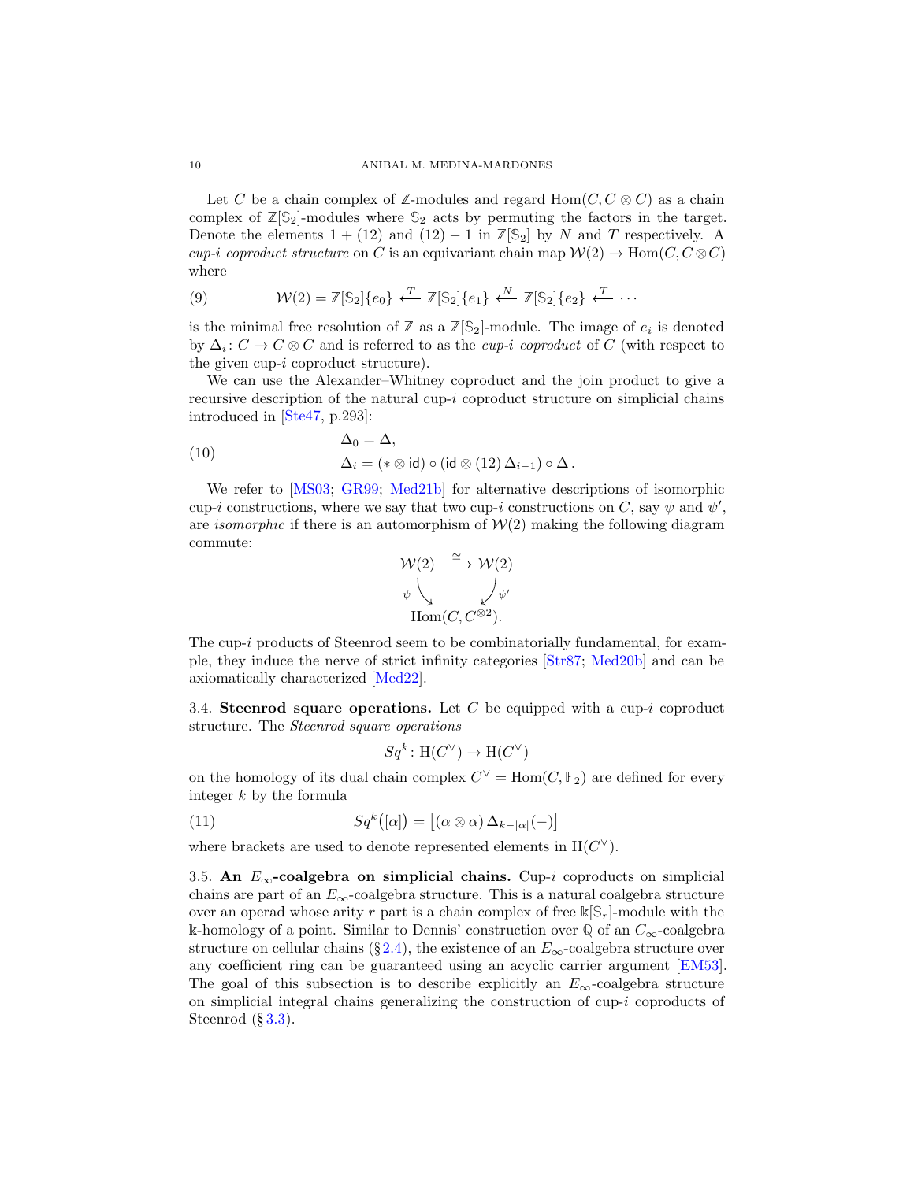Let $C$ be a chain complex of $\mathbb{Z}$-modules and regard $\mathrm{Hom}(C, C \otimes C)$ as a chain complex of $\mathbb{Z}[\mathbb{S}_2]$-modules where $\mathbb{S}_2$ acts by permuting the factors in the target. Denote the elements $1 + (12)$ and $(12) - 1$ in $\mathbb{Z}[\mathbb{S}_2]$ by $N$ and $T$ respectively. A *cup-$i$ coproduct structure* on $C$ is an equivariant chain map $\mathcal{W}(2) \to \mathrm{Hom}(C, C \otimes C)$ where

$$
\mathcal{W}(2) = \mathbb{Z}[\mathbb{S}_2]\{e_0\} \xleftarrow{T} \mathbb{Z}[\mathbb{S}_2]\{e_1\} \xleftarrow{N} \mathbb{Z}[\mathbb{S}_2]\{e_2\} \xleftarrow{T} \cdots \tag{9}
$$

is the minimal free resolution of $\mathbb{Z}$ as a $\mathbb{Z}[\mathbb{S}_2]$-module. The image of $e_i$ is denoted by $\Delta_i \colon C \to C \otimes C$ and is referred to as the *cup-$i$ coproduct* of $C$ (with respect to the given cup-$i$ coproduct structure).

We can use the Alexander–Whitney coproduct and the join product to give a recursive description of the natural cup-$i$ coproduct structure on simplicial chains introduced in [Ste47, p.293]:

$$
\begin{aligned}
&\Delta_0 = \Delta, \\
&\Delta_i = (* \otimes \mathsf{id}) \circ (\mathsf{id} \otimes (12)\, \Delta_{i-1}) \circ \Delta\,.
\end{aligned} \tag{10}
$$

We refer to [MS03; GR99; Med21b] for alternative descriptions of isomorphic cup-$i$ constructions, where we say that two cup-$i$ constructions on $C$, say $\psi$ and $\psi'$, are *isomorphic* if there is an automorphism of $\mathcal{W}(2)$ making the following diagram commute:

$$
\begin{array}{ccc}
\mathcal{W}(2) & \xrightarrow{\cong} & \mathcal{W}(2) \\
& {\scriptstyle\psi} \searrow \quad \swarrow {\scriptstyle\psi'} & \\
& \mathrm{Hom}(C, C^{\otimes 2}). &
\end{array}
$$

The cup-$i$ products of Steenrod seem to be combinatorially fundamental, for example, they induce the nerve of strict infinity categories [Str87; Med20b] and can be axiomatically characterized [Med22].

**3.4. Steenrod square operations.** Let $C$ be equipped with a cup-$i$ coproduct structure. The *Steenrod square operations*

$$
Sq^k \colon \mathrm{H}(C^\vee) \to \mathrm{H}(C^\vee)
$$

on the homology of its dual chain complex $C^\vee = \mathrm{Hom}(C, \mathbb{F}_2)$ are defined for every integer $k$ by the formula

$$
Sq^k\big([\alpha]\big) = \big[(\alpha \otimes \alpha)\, \Delta_{k-|\alpha|}(-)\big] \tag{11}
$$

where brackets are used to denote represented elements in $\mathrm{H}(C^\vee)$.

**3.5. An $E_\infty$-coalgebra on simplicial chains.** Cup-$i$ coproducts on simplicial chains are part of an $E_\infty$-coalgebra structure. This is a natural coalgebra structure over an operad whose arity $r$ part is a chain complex of free $\Bbbk[\mathbb{S}_r]$-module with the $\Bbbk$-homology of a point. Similar to Dennis' construction over $\mathbb{Q}$ of an $C_\infty$-coalgebra structure on cellular chains (§ 2.4), the existence of an $E_\infty$-coalgebra structure over any coefficient ring can be guaranteed using an acyclic carrier argument [EM53]. The goal of this subsection is to describe explicitly an $E_\infty$-coalgebra structure on simplicial integral chains generalizing the construction of cup-$i$ coproducts of Steenrod (§ 3.3).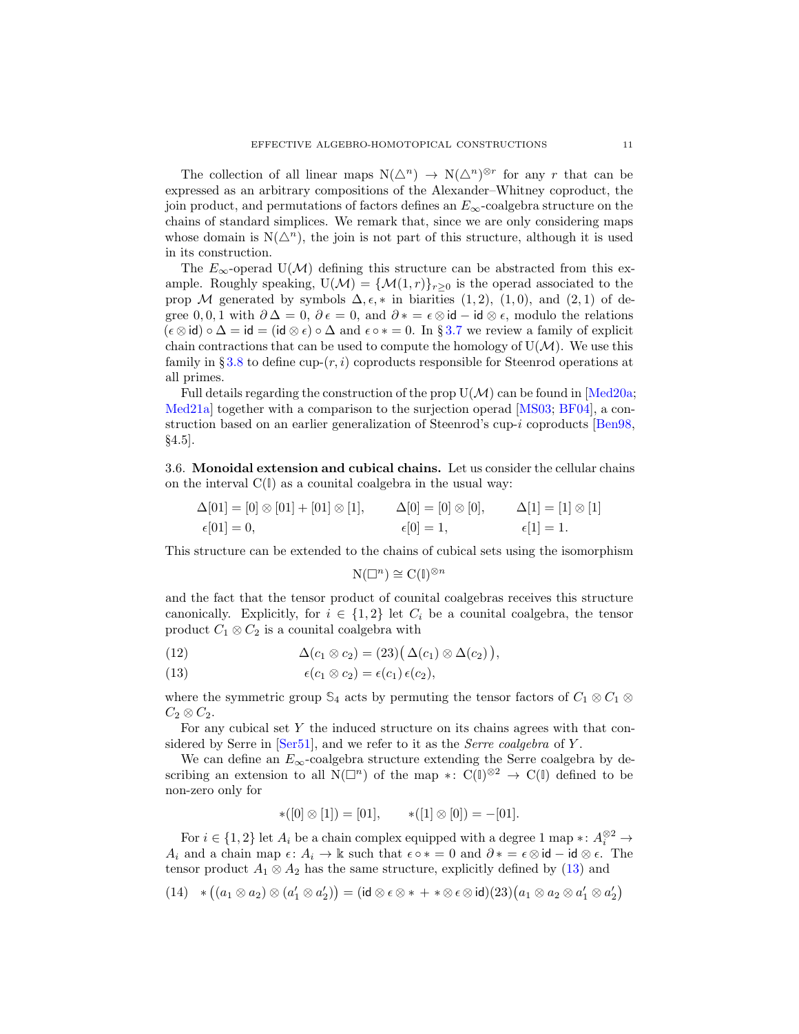The collection of all linear maps $\mathrm{N}(\triangle^n) \to \mathrm{N}(\triangle^n)^{\otimes r}$ for any $r$ that can be expressed as an arbitrary compositions of the Alexander–Whitney coproduct, the join product, and permutations of factors defines an $E_\infty$-coalgebra structure on the chains of standard simplices. We remark that, since we are only considering maps whose domain is $\mathrm{N}(\triangle^n)$, the join is not part of this structure, although it is used in its construction.

The $E_\infty$-operad $\mathrm{U}(\mathcal{M})$ defining this structure can be abstracted from this example. Roughly speaking, $\mathrm{U}(\mathcal{M}) = \{\mathcal{M}(1,r)\}_{r\geq 0}$ is the operad associated to the prop $\mathcal{M}$ generated by symbols $\Delta, \epsilon, *$ in biarities $(1,2)$, $(1,0)$, and $(2,1)$ of degree $0, 0, 1$ with $\partial\,\Delta = 0$, $\partial\,\epsilon = 0$, and $\partial\, * = \epsilon \otimes \mathsf{id} - \mathsf{id} \otimes \epsilon$, modulo the relations $(\epsilon \otimes \mathsf{id}) \circ \Delta = \mathsf{id} = (\mathsf{id} \otimes \epsilon) \circ \Delta$ and $\epsilon \circ * = 0$. In § 3.7 we review a family of explicit chain contractions that can be used to compute the homology of $\mathrm{U}(\mathcal{M})$. We use this family in § 3.8 to define cup-$(r,i)$ coproducts responsible for Steenrod operations at all primes.

Full details regarding the construction of the prop $\mathrm{U}(\mathcal{M})$ can be found in [Med20a; Med21a] together with a comparison to the surjection operad [MS03; BF04], a construction based on an earlier generalization of Steenrod's cup-$i$ coproducts [Ben98, §4.5].

### 3.6. Monoidal extension and cubical chains.

Let us consider the cellular chains on the interval $\mathrm{C}(\mathbb{I})$ as a counital coalgebra in the usual way:

$$
\begin{aligned}
\Delta[01] &= [0]\otimes[01] + [01]\otimes[1], &\quad \Delta[0] &= [0]\otimes[0], &\quad \Delta[1] &= [1]\otimes[1] \\
\epsilon[01] &= 0, & \epsilon[0] &= 1, & \epsilon[1] &= 1.
\end{aligned}
$$

This structure can be extended to the chains of cubical sets using the isomorphism

$$
\mathrm{N}(\square^n) \cong \mathrm{C}(\mathbb{I})^{\otimes n}
$$

and the fact that the tensor product of counital coalgebras receives this structure canonically. Explicitly, for $i \in \{1,2\}$ let $C_i$ be a counital coalgebra, the tensor product $C_1 \otimes C_2$ is a counital coalgebra with

$$
\Delta(c_1 \otimes c_2) = (23)\big(\Delta(c_1) \otimes \Delta(c_2)\big), \tag{12}
$$

$$
\epsilon(c_1 \otimes c_2) = \epsilon(c_1)\,\epsilon(c_2), \tag{13}
$$

where the symmetric group $\mathbb{S}_4$ acts by permuting the tensor factors of $C_1 \otimes C_1 \otimes C_2 \otimes C_2$.

For any cubical set $Y$ the induced structure on its chains agrees with that considered by Serre in [Ser51], and we refer to it as the *Serre coalgebra* of $Y$.

We can define an $E_\infty$-coalgebra structure extending the Serre coalgebra by describing an extension to all $\mathrm{N}(\square^n)$ of the map $*\colon \mathrm{C}(\mathbb{I})^{\otimes 2} \to \mathrm{C}(\mathbb{I})$ defined to be non-zero only for

$$
*([0]\otimes[1]) = [01], \qquad *([1]\otimes[0]) = -[01].
$$

For $i \in \{1,2\}$ let $A_i$ be a chain complex equipped with a degree 1 map $*\colon A_i^{\otimes 2} \to A_i$ and a chain map $\epsilon\colon A_i \to \Bbbk$ such that $\epsilon \circ * = 0$ and $\partial\, * = \epsilon \otimes \mathsf{id} - \mathsf{id} \otimes \epsilon$. The tensor product $A_1 \otimes A_2$ has the same structure, explicitly defined by (13) and

$$
*\big((a_1 \otimes a_2) \otimes (a_1' \otimes a_2')\big) = (\mathsf{id} \otimes \epsilon \otimes * \, + \, * \otimes \epsilon \otimes \mathsf{id})(23)\big(a_1 \otimes a_2 \otimes a_1' \otimes a_2'\big) \tag{14}
$$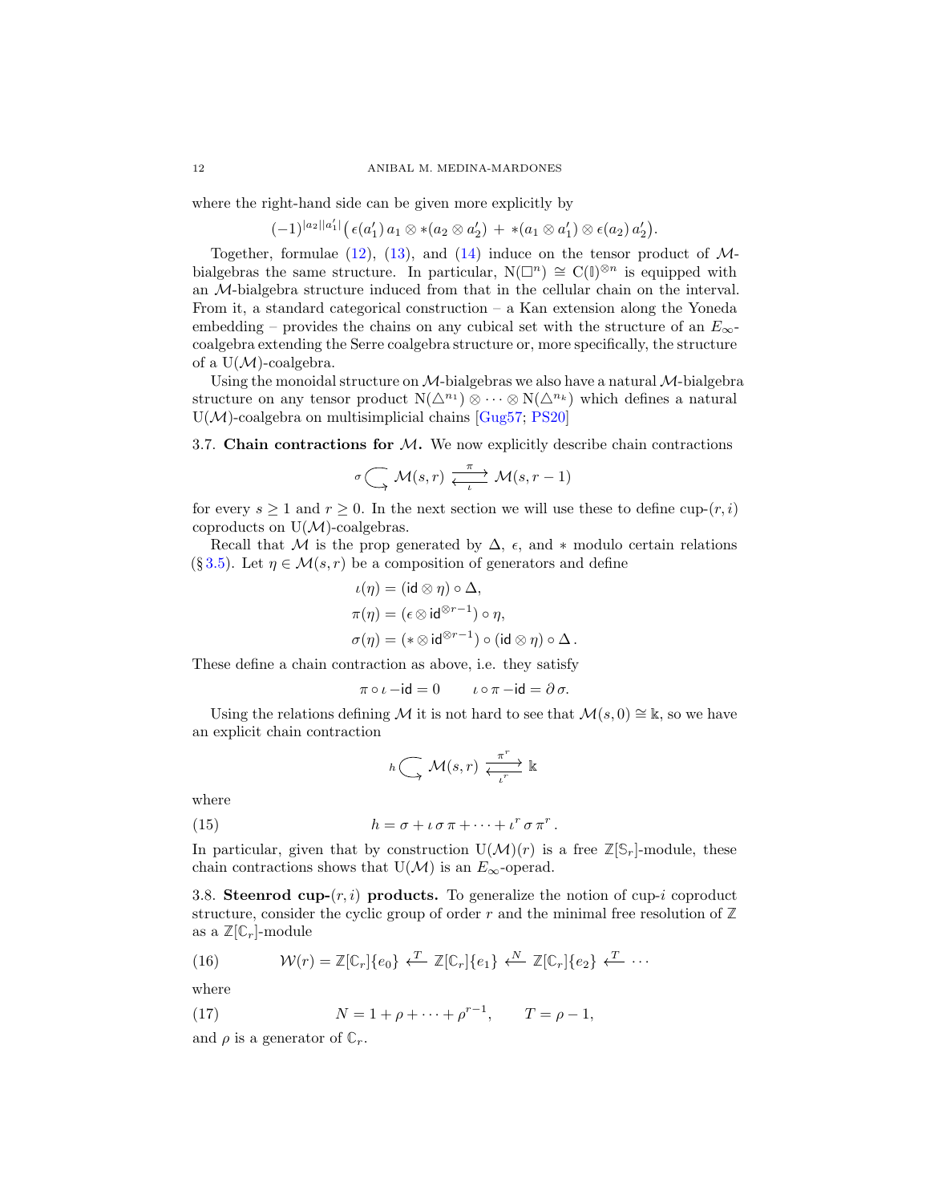where the right-hand side can be given more explicitly by

$$(-1)^{|a_2||a_1'|}\big(\,\epsilon(a_1')\,a_1 \otimes *(a_2 \otimes a_2') \,+\, *(a_1 \otimes a_1') \otimes \epsilon(a_2)\,a_2'\big).$$

Together, formulae (12), (13), and (14) induce on the tensor product of $\mathcal{M}$-bialgebras the same structure. In particular, $\mathrm{N}(\square^n) \cong \mathrm{C}(\mathbb{I})^{\otimes n}$ is equipped with an $\mathcal{M}$-bialgebra structure induced from that in the cellular chain on the interval. From it, a standard categorical construction – a Kan extension along the Yoneda embedding – provides the chains on any cubical set with the structure of an $E_\infty$-coalgebra extending the Serre coalgebra structure or, more specifically, the structure of a $\mathrm{U}(\mathcal{M})$-coalgebra.

Using the monoidal structure on $\mathcal{M}$-bialgebras we also have a natural $\mathcal{M}$-bialgebra structure on any tensor product $\mathrm{N}(\triangle^{n_1}) \otimes \cdots \otimes \mathrm{N}(\triangle^{n_k})$ which defines a natural $\mathrm{U}(\mathcal{M})$-coalgebra on multisimplicial chains [Gug57; PS20]

### 3.7. Chain contractions for $\mathcal{M}$.

We now explicitly describe chain contractions

$$\sigma \circlearrowright \mathcal{M}(s,r) \underset{\iota}{\overset{\pi}{\rightleftarrows}} \mathcal{M}(s,r-1)$$

for every $s \geq 1$ and $r \geq 0$. In the next section we will use these to define cup-$(r,i)$ coproducts on $\mathrm{U}(\mathcal{M})$-coalgebras.

Recall that $\mathcal{M}$ is the prop generated by $\Delta$, $\epsilon$, and $*$ modulo certain relations (§ 3.5). Let $\eta \in \mathcal{M}(s,r)$ be a composition of generators and define

$$\begin{aligned}
\iota(\eta) &= (\mathsf{id} \otimes \eta) \circ \Delta, \\
\pi(\eta) &= (\epsilon \otimes \mathsf{id}^{\otimes r-1}) \circ \eta, \\
\sigma(\eta) &= (* \otimes \mathsf{id}^{\otimes r-1}) \circ (\mathsf{id} \otimes \eta) \circ \Delta\,.
\end{aligned}$$

These define a chain contraction as above, i.e. they satisfy

$$\pi \circ \iota - \mathsf{id} = 0 \qquad \iota \circ \pi - \mathsf{id} = \partial\, \sigma.$$

Using the relations defining $\mathcal{M}$ it is not hard to see that $\mathcal{M}(s,0) \cong \Bbbk$, so we have an explicit chain contraction

$$h \circlearrowright \mathcal{M}(s,r) \underset{\iota^r}{\overset{\pi^r}{\rightleftarrows}} \Bbbk$$

where

$$h = \sigma + \iota\,\sigma\,\pi + \cdots + \iota^r\,\sigma\,\pi^r\,. \tag{15}$$

In particular, given that by construction $\mathrm{U}(\mathcal{M})(r)$ is a free $\mathbb{Z}[\mathbb{S}_r]$-module, these chain contractions shows that $\mathrm{U}(\mathcal{M})$ is an $E_\infty$-operad.

### 3.8. Steenrod cup-$(r,i)$ products.

To generalize the notion of cup-$i$ coproduct structure, consider the cyclic group of order $r$ and the minimal free resolution of $\mathbb{Z}$ as a $\mathbb{Z}[\mathbb{C}_r]$-module

$$\mathcal{W}(r) = \mathbb{Z}[\mathbb{C}_r]\{e_0\} \xleftarrow{T} \mathbb{Z}[\mathbb{C}_r]\{e_1\} \xleftarrow{N} \mathbb{Z}[\mathbb{C}_r]\{e_2\} \xleftarrow{T} \cdots \tag{16}$$

where

$$N = 1 + \rho + \cdots + \rho^{r-1}, \qquad T = \rho - 1, \tag{17}$$

and $\rho$ is a generator of $\mathbb{C}_r$.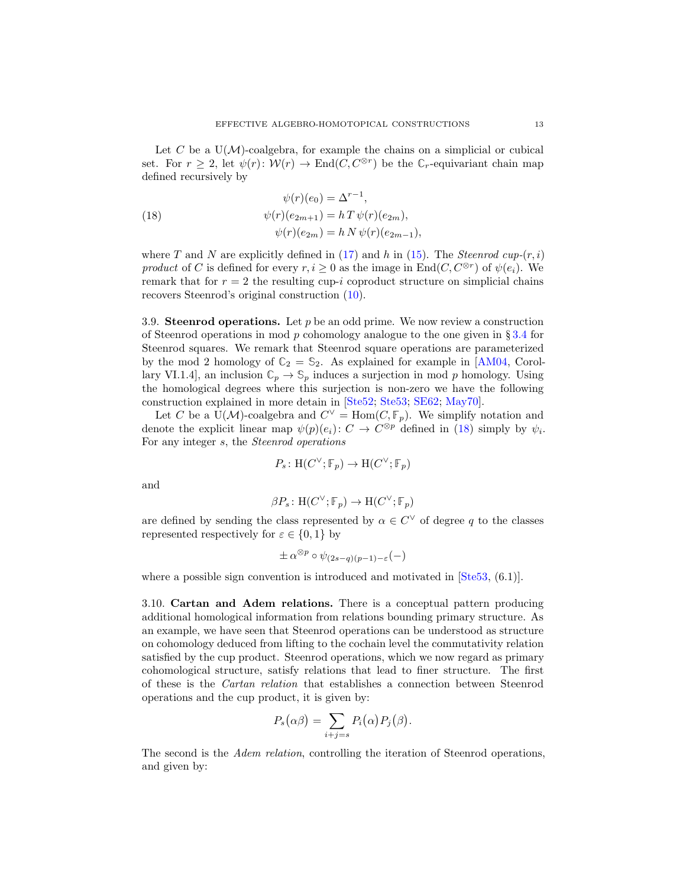Let $C$ be a $\mathrm{U}(\mathcal{M})$-coalgebra, for example the chains on a simplicial or cubical set. For $r \geq 2$, let $\psi(r)\colon \mathcal{W}(r) \to \mathrm{End}(C, C^{\otimes r})$ be the $\mathbb{C}_r$-equivariant chain map defined recursively by

$$
\begin{aligned}
\psi(r)(e_0) &= \Delta^{r-1}, \\
\psi(r)(e_{2m+1}) &= h\, T\, \psi(r)(e_{2m}), \\
\psi(r)(e_{2m}) &= h\, N\, \psi(r)(e_{2m-1}),
\end{aligned}
\tag{18}
$$

where $T$ and $N$ are explicitly defined in (17) and $h$ in (15). The *Steenrod cup-$(r,i)$ product* of $C$ is defined for every $r, i \geq 0$ as the image in $\mathrm{End}(C, C^{\otimes r})$ of $\psi(e_i)$. We remark that for $r = 2$ the resulting cup-$i$ coproduct structure on simplicial chains recovers Steenrod's original construction (10).

3.9. **Steenrod operations.** Let $p$ be an odd prime. We now review a construction of Steenrod operations in mod $p$ cohomology analogue to the one given in § 3.4 for Steenrod squares. We remark that Steenrod square operations are parameterized by the mod 2 homology of $\mathbb{C}_2 = \mathbb{S}_2$. As explained for example in [AM04, Corollary VI.1.4], an inclusion $\mathbb{C}_p \to \mathbb{S}_p$ induces a surjection in mod $p$ homology. Using the homological degrees where this surjection is non-zero we have the following construction explained in more detain in [Ste52; Ste53; SE62; May70].

Let $C$ be a $\mathrm{U}(\mathcal{M})$-coalgebra and $C^\vee = \mathrm{Hom}(C, \mathbb{F}_p)$. We simplify notation and denote the explicit linear map $\psi(p)(e_i)\colon C \to C^{\otimes p}$ defined in (18) simply by $\psi_i$. For any integer $s$, the *Steenrod operations*

$$
P_s \colon \mathrm{H}(C^\vee; \mathbb{F}_p) \to \mathrm{H}(C^\vee; \mathbb{F}_p)
$$

and

$$
\beta P_s \colon \mathrm{H}(C^\vee; \mathbb{F}_p) \to \mathrm{H}(C^\vee; \mathbb{F}_p)
$$

are defined by sending the class represented by $\alpha \in C^\vee$ of degree $q$ to the classes represented respectively for $\varepsilon \in \{0, 1\}$ by

$$
\pm\, \alpha^{\otimes p} \circ \psi_{(2s-q)(p-1)-\varepsilon}(-)
$$

where a possible sign convention is introduced and motivated in [Ste53, (6.1)].

3.10. **Cartan and Adem relations.** There is a conceptual pattern producing additional homological information from relations bounding primary structure. As an example, we have seen that Steenrod operations can be understood as structure on cohomology deduced from lifting to the cochain level the commutativity relation satisfied by the cup product. Steenrod operations, which we now regard as primary cohomological structure, satisfy relations that lead to finer structure. The first of these is the *Cartan relation* that establishes a connection between Steenrod operations and the cup product, it is given by:

$$
P_s\big(\alpha\beta\big) = \sum_{i+j=s} P_i\big(\alpha\big) P_j\big(\beta\big).
$$

The second is the *Adem relation*, controlling the iteration of Steenrod operations, and given by: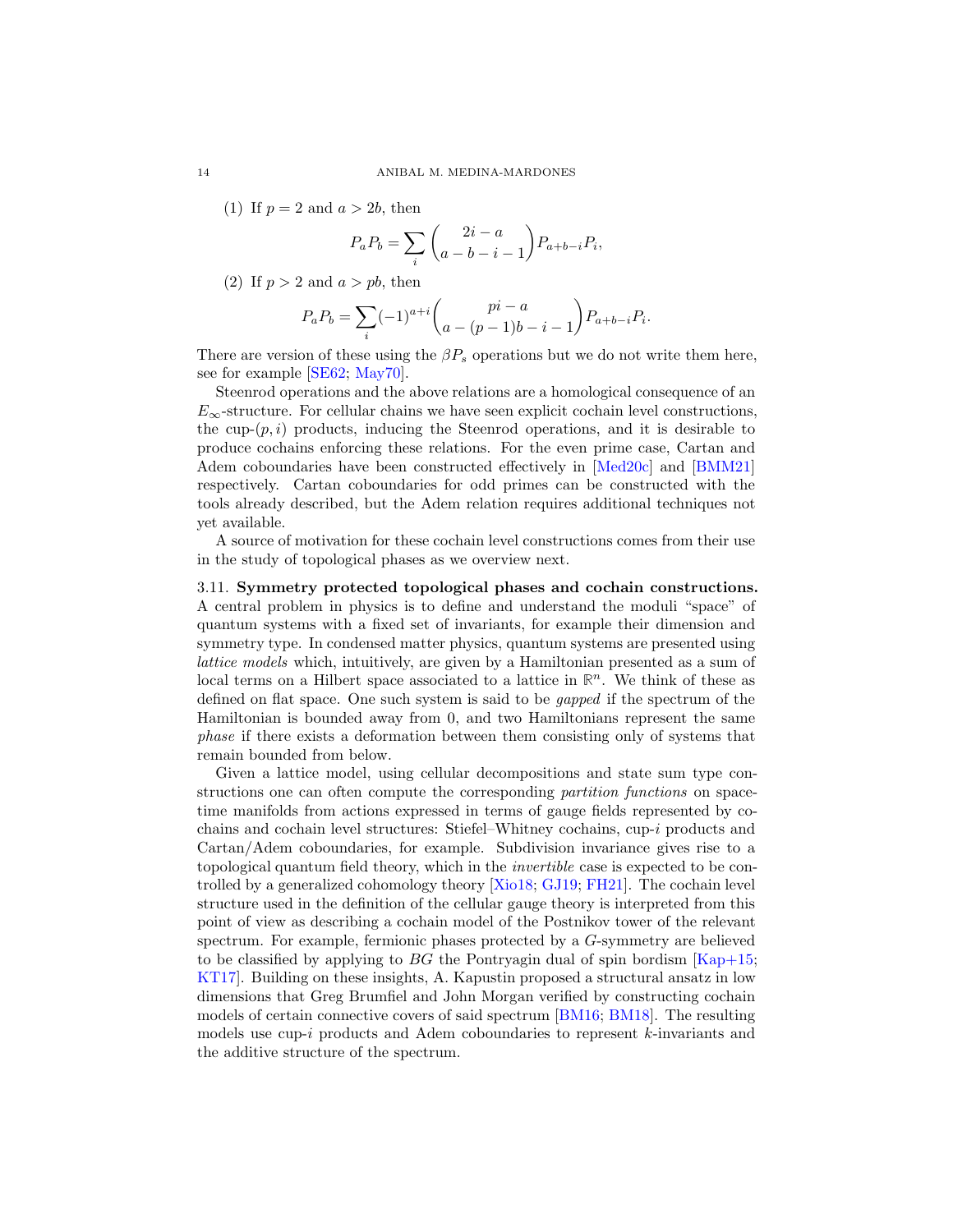(1) If $p = 2$ and $a > 2b$, then

$$P_a P_b = \sum_i \binom{2i - a}{a - b - i - 1} P_{a+b-i} P_i,$$

(2) If $p > 2$ and $a > pb$, then

$$P_a P_b = \sum_i (-1)^{a+i} \binom{pi - a}{a - (p-1)b - i - 1} P_{a+b-i} P_i.$$

There are version of these using the $\beta P_s$ operations but we do not write them here, see for example [SE62; May70].

Steenrod operations and the above relations are a homological consequence of an $E_\infty$-structure. For cellular chains we have seen explicit cochain level constructions, the cup-$(p,i)$ products, inducing the Steenrod operations, and it is desirable to produce cochains enforcing these relations. For the even prime case, Cartan and Adem coboundaries have been constructed effectively in [Med20c] and [BMM21] respectively. Cartan coboundaries for odd primes can be constructed with the tools already described, but the Adem relation requires additional techniques not yet available.

A source of motivation for these cochain level constructions comes from their use in the study of topological phases as we overview next.

**3.11. Symmetry protected topological phases and cochain constructions.** A central problem in physics is to define and understand the moduli "space" of quantum systems with a fixed set of invariants, for example their dimension and symmetry type. In condensed matter physics, quantum systems are presented using *lattice models* which, intuitively, are given by a Hamiltonian presented as a sum of local terms on a Hilbert space associated to a lattice in $\mathbb{R}^n$. We think of these as defined on flat space. One such system is said to be *gapped* if the spectrum of the Hamiltonian is bounded away from 0, and two Hamiltonians represent the same *phase* if there exists a deformation between them consisting only of systems that remain bounded from below.

Given a lattice model, using cellular decompositions and state sum type constructions one can often compute the corresponding *partition functions* on spacetime manifolds from actions expressed in terms of gauge fields represented by cochains and cochain level structures: Stiefel–Whitney cochains, cup-$i$ products and Cartan/Adem coboundaries, for example. Subdivision invariance gives rise to a topological quantum field theory, which in the *invertible* case is expected to be controlled by a generalized cohomology theory [Xio18; GJ19; FH21]. The cochain level structure used in the definition of the cellular gauge theory is interpreted from this point of view as describing a cochain model of the Postnikov tower of the relevant spectrum. For example, fermionic phases protected by a $G$-symmetry are believed to be classified by applying to $BG$ the Pontryagin dual of spin bordism [Kap+15; KT17]. Building on these insights, A. Kapustin proposed a structural ansatz in low dimensions that Greg Brumfiel and John Morgan verified by constructing cochain models of certain connective covers of said spectrum [BM16; BM18]. The resulting models use cup-$i$ products and Adem coboundaries to represent $k$-invariants and the additive structure of the spectrum.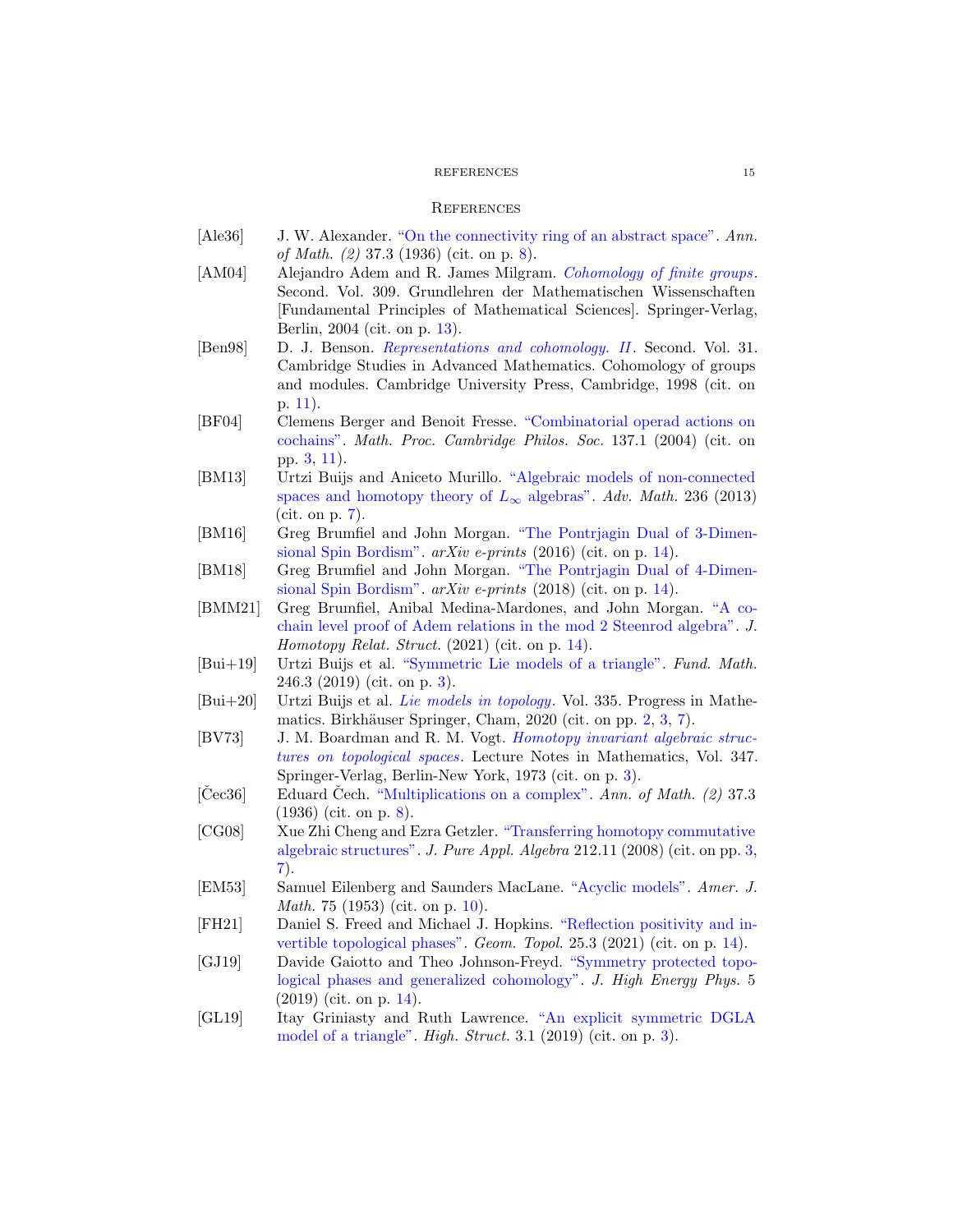# References

[Ale36] J. W. Alexander. "On the connectivity ring of an abstract space". *Ann. of Math. (2)* 37.3 (1936) (cit. on p. 8).

[AM04] Alejandro Adem and R. James Milgram. *Cohomology of finite groups*. Second. Vol. 309. Grundlehren der Mathematischen Wissenschaften [Fundamental Principles of Mathematical Sciences]. Springer-Verlag, Berlin, 2004 (cit. on p. 13).

[Ben98] D. J. Benson. *Representations and cohomology. II*. Second. Vol. 31. Cambridge Studies in Advanced Mathematics. Cohomology of groups and modules. Cambridge University Press, Cambridge, 1998 (cit. on p. 11).

[BF04] Clemens Berger and Benoit Fresse. "Combinatorial operad actions on cochains". *Math. Proc. Cambridge Philos. Soc.* 137.1 (2004) (cit. on pp. 3, 11).

[BM13] Urtzi Buijs and Aniceto Murillo. "Algebraic models of non-connected spaces and homotopy theory of $L_\infty$ algebras". *Adv. Math.* 236 (2013) (cit. on p. 7).

[BM16] Greg Brumfiel and John Morgan. "The Pontrjagin Dual of 3-Dimensional Spin Bordism". *arXiv e-prints* (2016) (cit. on p. 14).

[BM18] Greg Brumfiel and John Morgan. "The Pontrjagin Dual of 4-Dimensional Spin Bordism". *arXiv e-prints* (2018) (cit. on p. 14).

[BMM21] Greg Brumfiel, Anibal Medina-Mardones, and John Morgan. "A cochain level proof of Adem relations in the mod 2 Steenrod algebra". *J. Homotopy Relat. Struct.* (2021) (cit. on p. 14).

[Bui+19] Urtzi Buijs et al. "Symmetric Lie models of a triangle". *Fund. Math.* 246.3 (2019) (cit. on p. 3).

[Bui+20] Urtzi Buijs et al. *Lie models in topology*. Vol. 335. Progress in Mathematics. Birkhäuser Springer, Cham, 2020 (cit. on pp. 2, 3, 7).

[BV73] J. M. Boardman and R. M. Vogt. *Homotopy invariant algebraic structures on topological spaces*. Lecture Notes in Mathematics, Vol. 347. Springer-Verlag, Berlin-New York, 1973 (cit. on p. 3).

[Čec36] Eduard Čech. "Multiplications on a complex". *Ann. of Math. (2)* 37.3 (1936) (cit. on p. 8).

[CG08] Xue Zhi Cheng and Ezra Getzler. "Transferring homotopy commutative algebraic structures". *J. Pure Appl. Algebra* 212.11 (2008) (cit. on pp. 3, 7).

[EM53] Samuel Eilenberg and Saunders MacLane. "Acyclic models". *Amer. J. Math.* 75 (1953) (cit. on p. 10).

[FH21] Daniel S. Freed and Michael J. Hopkins. "Reflection positivity and invertible topological phases". *Geom. Topol.* 25.3 (2021) (cit. on p. 14).

[GJ19] Davide Gaiotto and Theo Johnson-Freyd. "Symmetry protected topological phases and generalized cohomology". *J. High Energy Phys.* 5 (2019) (cit. on p. 14).

[GL19] Itay Griniasty and Ruth Lawrence. "An explicit symmetric DGLA model of a triangle". *High. Struct.* 3.1 (2019) (cit. on p. 3).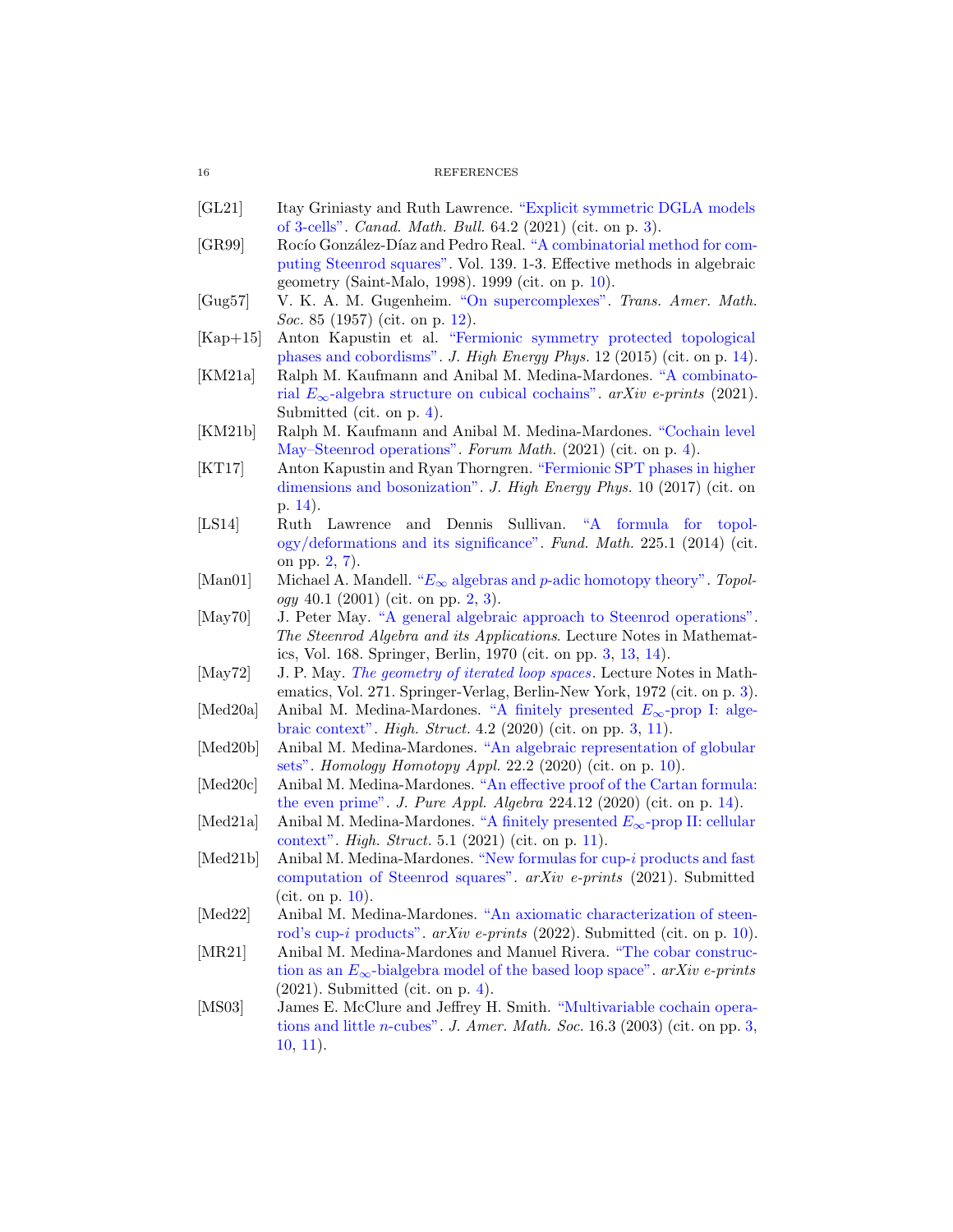[GL21] Itay Griniasty and Ruth Lawrence. "Explicit symmetric DGLA models of 3-cells". *Canad. Math. Bull.* 64.2 (2021) (cit. on p. 3).

[GR99] Rocío González-Díaz and Pedro Real. "A combinatorial method for computing Steenrod squares". Vol. 139. 1-3. Effective methods in algebraic geometry (Saint-Malo, 1998). 1999 (cit. on p. 10).

[Gug57] V. K. A. M. Gugenheim. "On supercomplexes". *Trans. Amer. Math. Soc.* 85 (1957) (cit. on p. 12).

[Kap+15] Anton Kapustin et al. "Fermionic symmetry protected topological phases and cobordisms". *J. High Energy Phys.* 12 (2015) (cit. on p. 14).

[KM21a] Ralph M. Kaufmann and Anibal M. Medina-Mardones. "A combinatorial $E_\infty$-algebra structure on cubical cochains". *arXiv e-prints* (2021). Submitted (cit. on p. 4).

[KM21b] Ralph M. Kaufmann and Anibal M. Medina-Mardones. "Cochain level May–Steenrod operations". *Forum Math.* (2021) (cit. on p. 4).

[KT17] Anton Kapustin and Ryan Thorngren. "Fermionic SPT phases in higher dimensions and bosonization". *J. High Energy Phys.* 10 (2017) (cit. on p. 14).

[LS14] Ruth Lawrence and Dennis Sullivan. "A formula for topology/deformations and its significance". *Fund. Math.* 225.1 (2014) (cit. on pp. 2, 7).

[Man01] Michael A. Mandell. "$E_\infty$ algebras and $p$-adic homotopy theory". *Topology* 40.1 (2001) (cit. on pp. 2, 3).

[May70] J. Peter May. "A general algebraic approach to Steenrod operations". *The Steenrod Algebra and its Applications*. Lecture Notes in Mathematics, Vol. 168. Springer, Berlin, 1970 (cit. on pp. 3, 13, 14).

[May72] J. P. May. *The geometry of iterated loop spaces*. Lecture Notes in Mathematics, Vol. 271. Springer-Verlag, Berlin-New York, 1972 (cit. on p. 3).

[Med20a] Anibal M. Medina-Mardones. "A finitely presented $E_\infty$-prop I: algebraic context". *High. Struct.* 4.2 (2020) (cit. on pp. 3, 11).

[Med20b] Anibal M. Medina-Mardones. "An algebraic representation of globular sets". *Homology Homotopy Appl.* 22.2 (2020) (cit. on p. 10).

[Med20c] Anibal M. Medina-Mardones. "An effective proof of the Cartan formula: the even prime". *J. Pure Appl. Algebra* 224.12 (2020) (cit. on p. 14).

[Med21a] Anibal M. Medina-Mardones. "A finitely presented $E_\infty$-prop II: cellular context". *High. Struct.* 5.1 (2021) (cit. on p. 11).

[Med21b] Anibal M. Medina-Mardones. "New formulas for cup-$i$ products and fast computation of Steenrod squares". *arXiv e-prints* (2021). Submitted (cit. on p. 10).

[Med22] Anibal M. Medina-Mardones. "An axiomatic characterization of steenrod's cup-$i$ products". *arXiv e-prints* (2022). Submitted (cit. on p. 10).

[MR21] Anibal M. Medina-Mardones and Manuel Rivera. "The cobar construction as an $E_\infty$-bialgebra model of the based loop space". *arXiv e-prints* (2021). Submitted (cit. on p. 4).

[MS03] James E. McClure and Jeffrey H. Smith. "Multivariable cochain operations and little $n$-cubes". *J. Amer. Math. Soc.* 16.3 (2003) (cit. on pp. 3, 10, 11).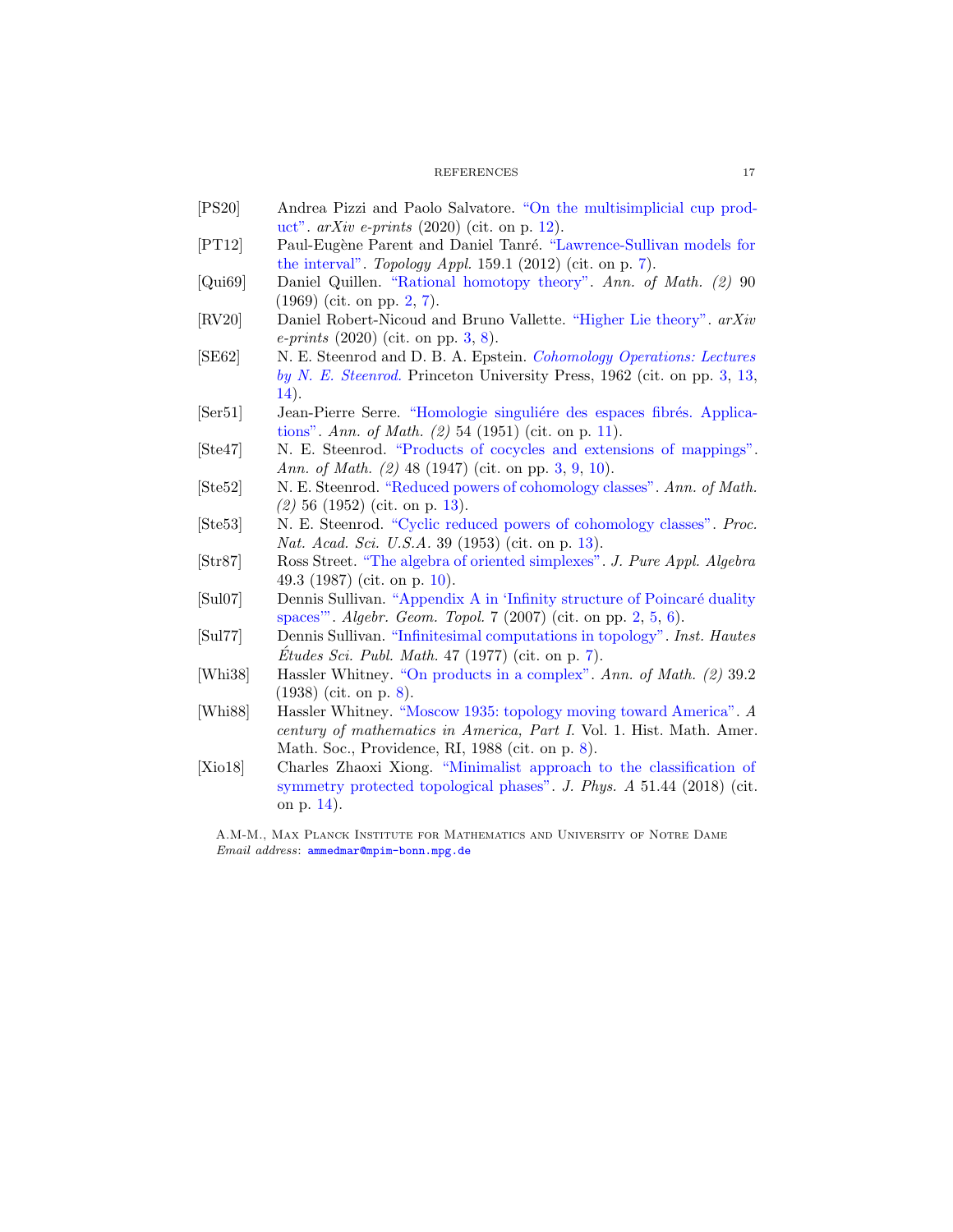[PS20] Andrea Pizzi and Paolo Salvatore. "On the multisimplicial cup product". *arXiv e-prints* (2020) (cit. on p. 12).

[PT12] Paul-Eugène Parent and Daniel Tanré. "Lawrence-Sullivan models for the interval". *Topology Appl.* 159.1 (2012) (cit. on p. 7).

[Qui69] Daniel Quillen. "Rational homotopy theory". *Ann. of Math. (2)* 90 (1969) (cit. on pp. 2, 7).

[RV20] Daniel Robert-Nicoud and Bruno Vallette. "Higher Lie theory". *arXiv e-prints* (2020) (cit. on pp. 3, 8).

[SE62] N. E. Steenrod and D. B. A. Epstein. *Cohomology Operations: Lectures by N. E. Steenrod.* Princeton University Press, 1962 (cit. on pp. 3, 13, 14).

[Ser51] Jean-Pierre Serre. "Homologie singuliére des espaces fibrés. Applications". *Ann. of Math. (2)* 54 (1951) (cit. on p. 11).

[Ste47] N. E. Steenrod. "Products of cocycles and extensions of mappings". *Ann. of Math. (2)* 48 (1947) (cit. on pp. 3, 9, 10).

[Ste52] N. E. Steenrod. "Reduced powers of cohomology classes". *Ann. of Math. (2)* 56 (1952) (cit. on p. 13).

[Ste53] N. E. Steenrod. "Cyclic reduced powers of cohomology classes". *Proc. Nat. Acad. Sci. U.S.A.* 39 (1953) (cit. on p. 13).

[Str87] Ross Street. "The algebra of oriented simplexes". *J. Pure Appl. Algebra* 49.3 (1987) (cit. on p. 10).

[Sul07] Dennis Sullivan. "Appendix A in 'Infinity structure of Poincaré duality spaces'". *Algebr. Geom. Topol.* 7 (2007) (cit. on pp. 2, 5, 6).

[Sul77] Dennis Sullivan. "Infinitesimal computations in topology". *Inst. Hautes Études Sci. Publ. Math.* 47 (1977) (cit. on p. 7).

[Whi38] Hassler Whitney. "On products in a complex". *Ann. of Math. (2)* 39.2 (1938) (cit. on p. 8).

[Whi88] Hassler Whitney. "Moscow 1935: topology moving toward America". *A century of mathematics in America, Part I.* Vol. 1. Hist. Math. Amer. Math. Soc., Providence, RI, 1988 (cit. on p. 8).

[Xio18] Charles Zhaoxi Xiong. "Minimalist approach to the classification of symmetry protected topological phases". *J. Phys. A* 51.44 (2018) (cit. on p. 14).

A.M-M., Max Planck Institute for Mathematics and University of Notre Dame
*Email address*: ammedmar@mpim-bonn.mpg.de